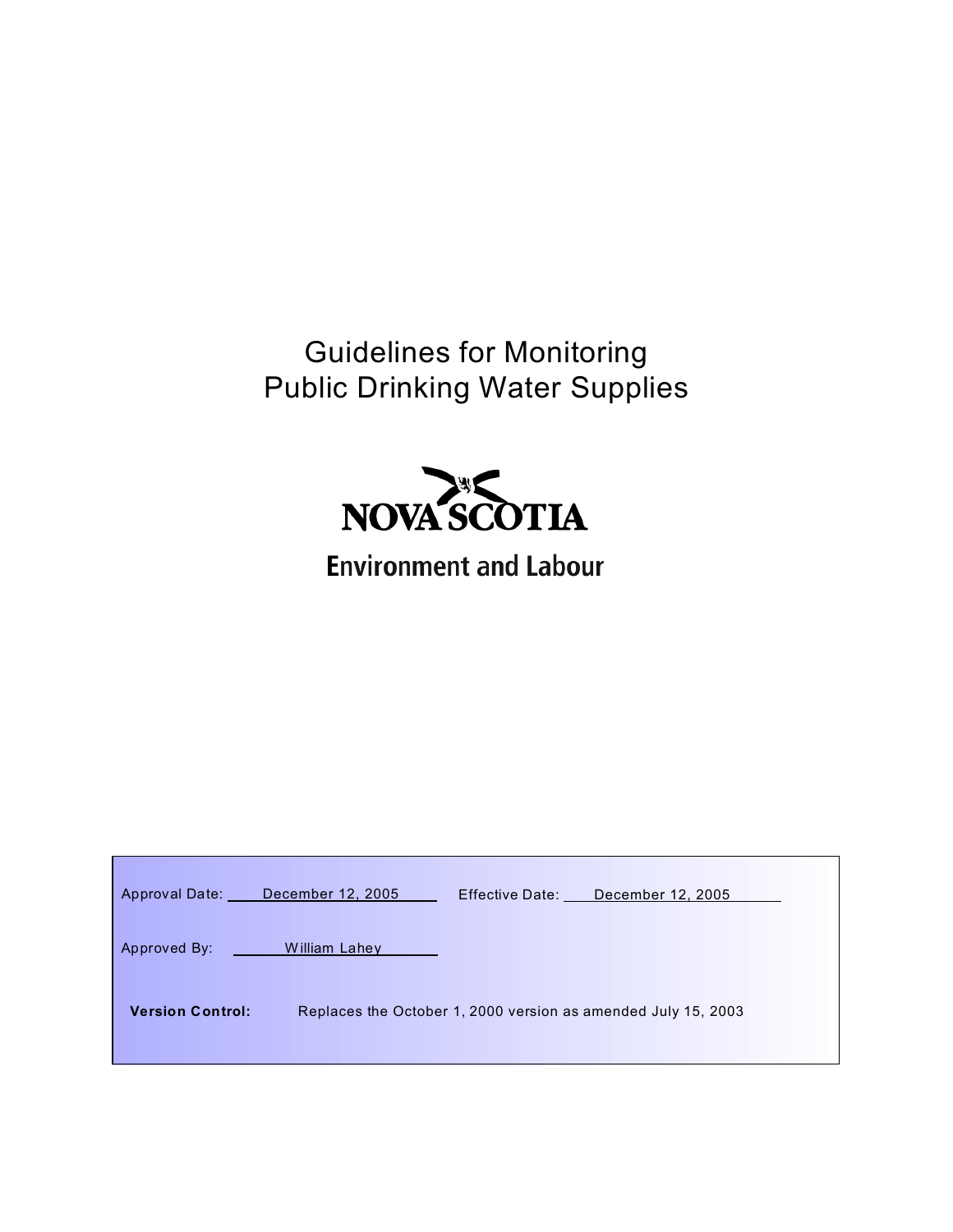# Guidelines for Monitoring Public Drinking Water Supplies

NOVA SCOTIA

Environment and Labour

Approval Date: December 12, 2005 Effective Date: December 12, 2005

Approved By: William Lahey

**Version Control:** Replaces the October 1, 2000 version as amended July 15, 2003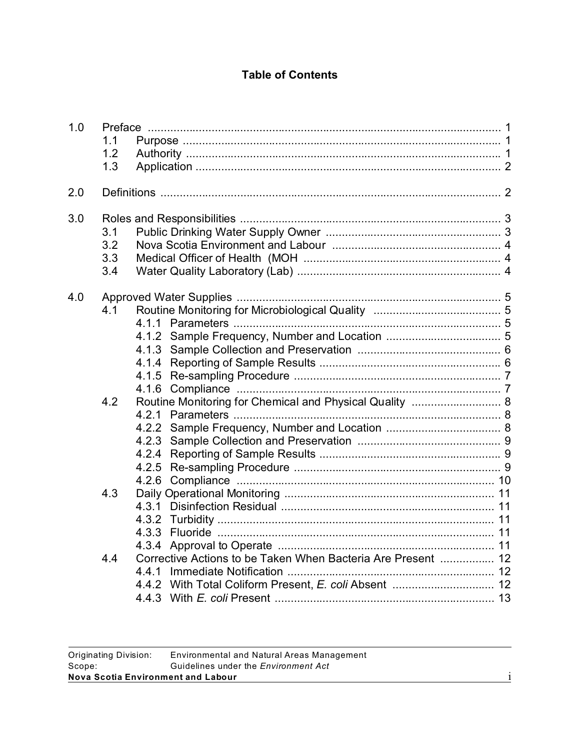# Table of Contents

| | | | |
|---|---|---|---|
| 1.0 | Preface | | 1 |
| | 1.1 | Purpose | 1 |
| | 1.2 | Authority | 1 |
| | 1.3 | Application | 2 |
| 2.0 | Definitions | | 2 |
| 3.0 | Roles and Responsibilities | | 3 |
| | 3.1 | Public Drinking Water Supply Owner | 3 |
| | 3.2 | Nova Scotia Environment and Labour | 4 |
| | 3.3 | Medical Officer of Health (MOH | 4 |
| | 3.4 | Water Quality Laboratory (Lab) | 4 |
| 4.0 | Approved Water Supplies | | 5 |
| | 4.1 | Routine Monitoring for Microbiological Quality | 5 |
| | | 4.1.1 Parameters | 5 |
| | | 4.1.2 Sample Frequency, Number and Location | 5 |
| | | 4.1.3 Sample Collection and Preservation | 6 |
| | | 4.1.4 Reporting of Sample Results | 6 |
| | | 4.1.5 Re-sampling Procedure | 7 |
| | | 4.1.6 Compliance | 7 |
| | 4.2 | Routine Monitoring for Chemical and Physical Quality | 8 |
| | | 4.2.1 Parameters | 8 |
| | | 4.2.2 Sample Frequency, Number and Location | 8 |
| | | 4.2.3 Sample Collection and Preservation | 9 |
| | | 4.2.4 Reporting of Sample Results | 9 |
| | | 4.2.5 Re-sampling Procedure | 9 |
| | | 4.2.6 Compliance | 10 |
| | 4.3 | Daily Operational Monitoring | 11 |
| | | 4.3.1 Disinfection Residual | 11 |
| | | 4.3.2 Turbidity | 11 |
| | | 4.3.3 Fluoride | 11 |
| | | 4.3.4 Approval to Operate | 11 |
| | 4.4 | Corrective Actions to be Taken When Bacteria Are Present | 12 |
| | | 4.4.1 Immediate Notification | 12 |
| | | 4.4.2 With Total Coliform Present, *E. coli* Absent | 12 |
| | | 4.4.3 With *E. coli* Present | 13 |

Originating Division: Environmental and Natural Areas Management
Scope: Guidelines under the *Environment Act*
**Nova Scotia Environment and Labour**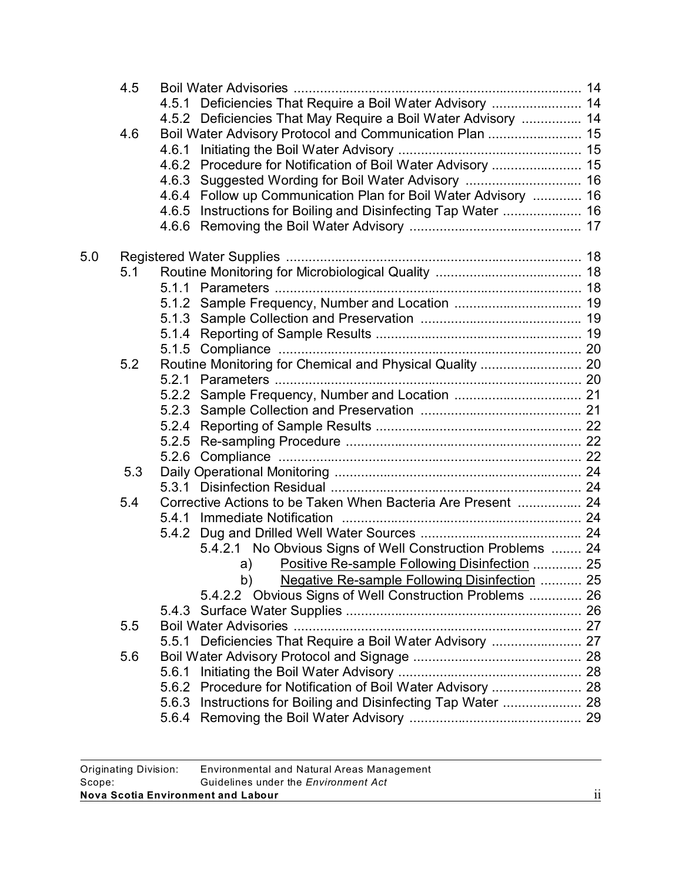| | | | |
|---|---|---|---|
| 4.5 | Boil Water Advisories | | 14 |
| | 4.5.1 | Deficiencies That Require a Boil Water Advisory | 14 |
| | 4.5.2 | Deficiencies That May Require a Boil Water Advisory | 14 |
| 4.6 | Boil Water Advisory Protocol and Communication Plan | | 15 |
| | 4.6.1 | Initiating the Boil Water Advisory | 15 |
| | 4.6.2 | Procedure for Notification of Boil Water Advisory | 15 |
| | 4.6.3 | Suggested Wording for Boil Water Advisory | 16 |
| | 4.6.4 | Follow up Communication Plan for Boil Water Advisory | 16 |
| | 4.6.5 | Instructions for Boiling and Disinfecting Tap Water | 16 |
| | 4.6.6 | Removing the Boil Water Advisory | 17 |

5.0 Registered Water Supplies ........ 18

- 5.1 Routine Monitoring for Microbiological Quality ........ 18
  - 5.1.1 Parameters ........ 18
  - 5.1.2 Sample Frequency, Number and Location ........ 19
  - 5.1.3 Sample Collection and Preservation ........ 19
  - 5.1.4 Reporting of Sample Results ........ 19
  - 5.1.5 Compliance ........ 20
- 5.2 Routine Monitoring for Chemical and Physical Quality ........ 20
  - 5.2.1 Parameters ........ 20
  - 5.2.2 Sample Frequency, Number and Location ........ 21
  - 5.2.3 Sample Collection and Preservation ........ 21
  - 5.2.4 Reporting of Sample Results ........ 22
  - 5.2.5 Re-sampling Procedure ........ 22
  - 5.2.6 Compliance ........ 22
- 5.3 Daily Operational Monitoring ........ 24
  - 5.3.1 Disinfection Residual ........ 24
- 5.4 Corrective Actions to be Taken When Bacteria Are Present ........ 24
  - 5.4.1 Immediate Notification ........ 24
  - 5.4.2 Dug and Drilled Well Water Sources ........ 24
    - 5.4.2.1 No Obvious Signs of Well Construction Problems ........ 24
      - a) Positive Re-sample Following Disinfection ........ 25
      - b) Negative Re-sample Following Disinfection ........ 25
    - 5.4.2.2 Obvious Signs of Well Construction Problems ........ 26
  - 5.4.3 Surface Water Supplies ........ 26
- 5.5 Boil Water Advisories ........ 27
  - 5.5.1 Deficiencies That Require a Boil Water Advisory ........ 27
- 5.6 Boil Water Advisory Protocol and Signage ........ 28
  - 5.6.1 Initiating the Boil Water Advisory ........ 28
  - 5.6.2 Procedure for Notification of Boil Water Advisory ........ 28
  - 5.6.3 Instructions for Boiling and Disinfecting Tap Water ........ 28
  - 5.6.4 Removing the Boil Water Advisory ........ 29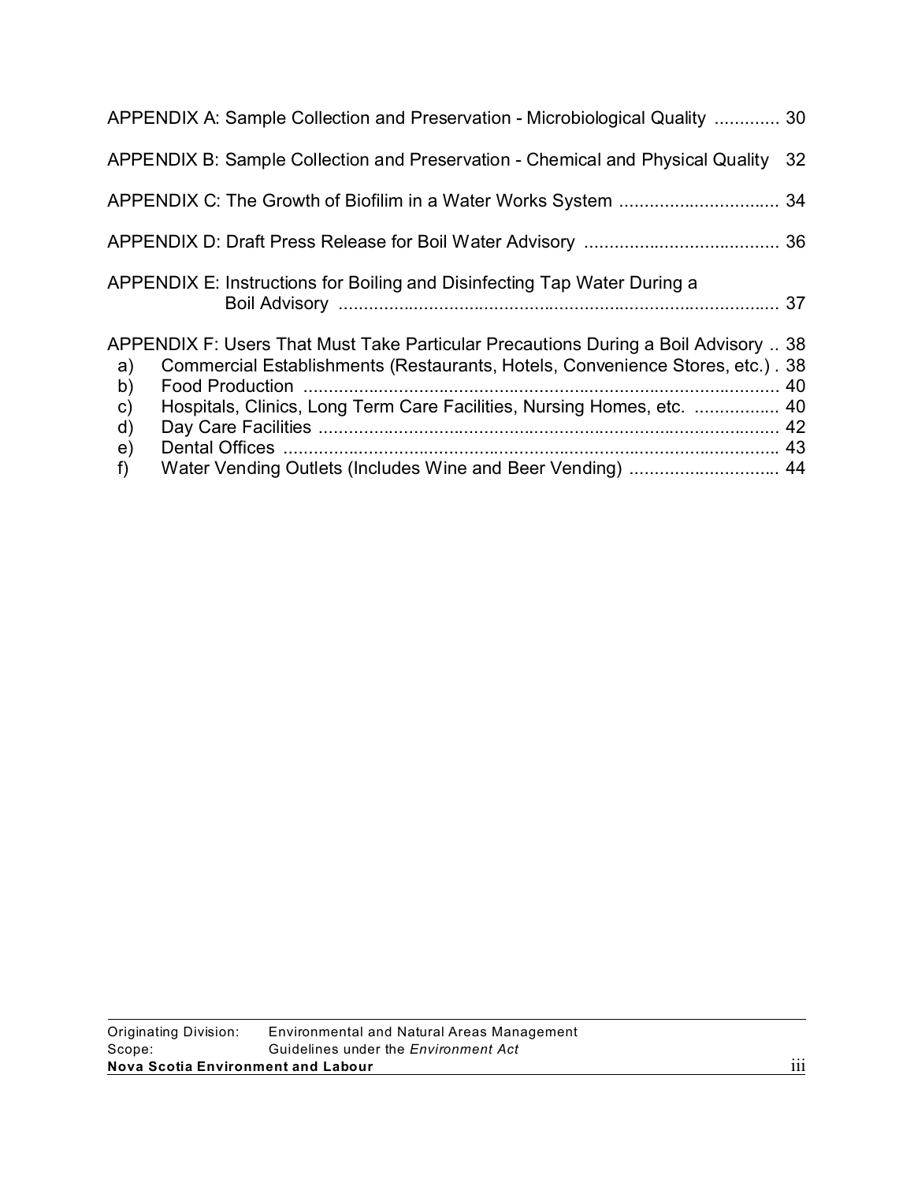APPENDIX A: Sample Collection and Preservation - Microbiological Quality ............. 30

APPENDIX B: Sample Collection and Preservation - Chemical and Physical Quality 32

APPENDIX C: The Growth of Biofilim in a Water Works System ................................ 34

APPENDIX D: Draft Press Release for Boil Water Advisory ....................................... 36

APPENDIX E: Instructions for Boiling and Disinfecting Tap Water During a Boil Advisory ......................................................................................... 37

APPENDIX F: Users That Must Take Particular Precautions During a Boil Advisory .. 38

a) Commercial Establishments (Restaurants, Hotels, Convenience Stores, etc.) . 38
b) Food Production ............................................................................................... 40
c) Hospitals, Clinics, Long Term Care Facilities, Nursing Homes, etc. ................. 40
d) Day Care Facilities ............................................................................................ 42
e) Dental Offices .................................................................................................. 43
f) Water Vending Outlets (Includes Wine and Beer Vending) .............................. 44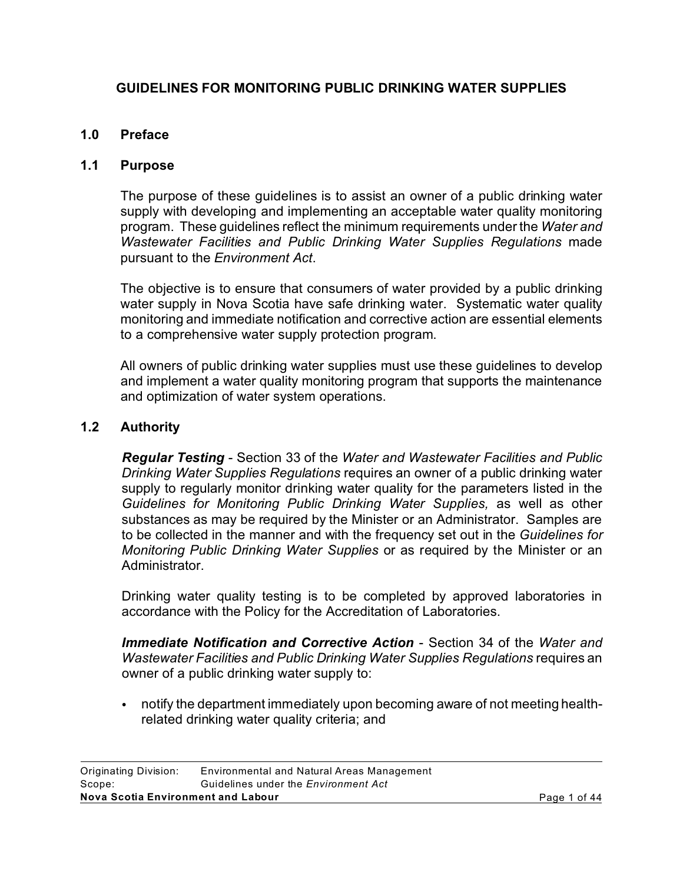# GUIDELINES FOR MONITORING PUBLIC DRINKING WATER SUPPLIES

## 1.0 Preface

### 1.1 Purpose

The purpose of these guidelines is to assist an owner of a public drinking water supply with developing and implementing an acceptable water quality monitoring program. These guidelines reflect the minimum requirements under the *Water and Wastewater Facilities and Public Drinking Water Supplies Regulations* made pursuant to the *Environment Act*.

The objective is to ensure that consumers of water provided by a public drinking water supply in Nova Scotia have safe drinking water. Systematic water quality monitoring and immediate notification and corrective action are essential elements to a comprehensive water supply protection program.

All owners of public drinking water supplies must use these guidelines to develop and implement a water quality monitoring program that supports the maintenance and optimization of water system operations.

### 1.2 Authority

***Regular Testing*** - Section 33 of the *Water and Wastewater Facilities and Public Drinking Water Supplies Regulations* requires an owner of a public drinking water supply to regularly monitor drinking water quality for the parameters listed in the *Guidelines for Monitoring Public Drinking Water Supplies,* as well as other substances as may be required by the Minister or an Administrator. Samples are to be collected in the manner and with the frequency set out in the *Guidelines for Monitoring Public Drinking Water Supplies* or as required by the Minister or an Administrator.

Drinking water quality testing is to be completed by approved laboratories in accordance with the Policy for the Accreditation of Laboratories.

***Immediate Notification and Corrective Action*** - Section 34 of the *Water and Wastewater Facilities and Public Drinking Water Supplies Regulations* requires an owner of a public drinking water supply to:

- notify the department immediately upon becoming aware of not meeting health-related drinking water quality criteria; and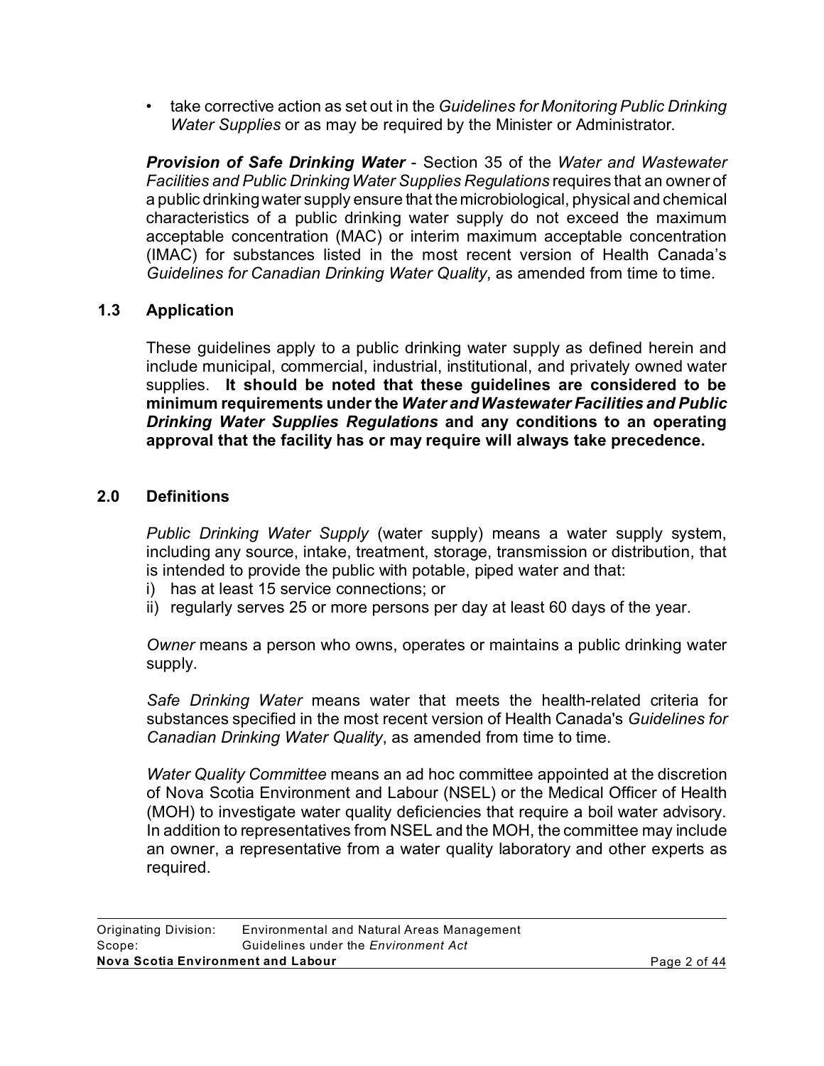- take corrective action as set out in the *Guidelines for Monitoring Public Drinking Water Supplies* or as may be required by the Minister or Administrator.

***Provision of Safe Drinking Water*** - Section 35 of the *Water and Wastewater Facilities and Public Drinking Water Supplies Regulations* requires that an owner of a public drinking water supply ensure that the microbiological, physical and chemical characteristics of a public drinking water supply do not exceed the maximum acceptable concentration (MAC) or interim maximum acceptable concentration (IMAC) for substances listed in the most recent version of Health Canada's *Guidelines for Canadian Drinking Water Quality*, as amended from time to time.

## 1.3 Application

These guidelines apply to a public drinking water supply as defined herein and include municipal, commercial, industrial, institutional, and privately owned water supplies. **It should be noted that these guidelines are considered to be minimum requirements under the *Water and Wastewater Facilities and Public Drinking Water Supplies Regulations* and any conditions to an operating approval that the facility has or may require will always take precedence.**

## 2.0 Definitions

*Public Drinking Water Supply* (water supply) means a water supply system, including any source, intake, treatment, storage, transmission or distribution, that is intended to provide the public with potable, piped water and that:

i) has at least 15 service connections; or
ii) regularly serves 25 or more persons per day at least 60 days of the year.

*Owner* means a person who owns, operates or maintains a public drinking water supply.

*Safe Drinking Water* means water that meets the health-related criteria for substances specified in the most recent version of Health Canada's *Guidelines for Canadian Drinking Water Quality*, as amended from time to time.

*Water Quality Committee* means an ad hoc committee appointed at the discretion of Nova Scotia Environment and Labour (NSEL) or the Medical Officer of Health (MOH) to investigate water quality deficiencies that require a boil water advisory. In addition to representatives from NSEL and the MOH, the committee may include an owner, a representative from a water quality laboratory and other experts as required.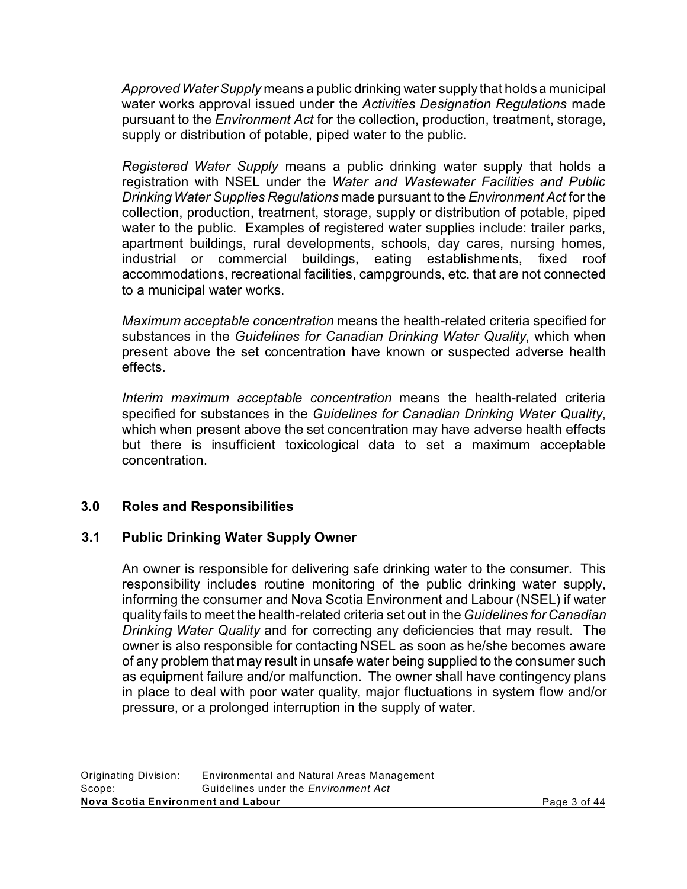*Approved Water Supply* means a public drinking water supply that holds a municipal water works approval issued under the *Activities Designation Regulations* made pursuant to the *Environment Act* for the collection, production, treatment, storage, supply or distribution of potable, piped water to the public.

*Registered Water Supply* means a public drinking water supply that holds a registration with NSEL under the *Water and Wastewater Facilities and Public Drinking Water Supplies Regulations* made pursuant to the *Environment Act* for the collection, production, treatment, storage, supply or distribution of potable, piped water to the public. Examples of registered water supplies include: trailer parks, apartment buildings, rural developments, schools, day cares, nursing homes, industrial or commercial buildings, eating establishments, fixed roof accommodations, recreational facilities, campgrounds, etc. that are not connected to a municipal water works.

*Maximum acceptable concentration* means the health-related criteria specified for substances in the *Guidelines for Canadian Drinking Water Quality*, which when present above the set concentration have known or suspected adverse health effects.

*Interim maximum acceptable concentration* means the health-related criteria specified for substances in the *Guidelines for Canadian Drinking Water Quality*, which when present above the set concentration may have adverse health effects but there is insufficient toxicological data to set a maximum acceptable concentration.

## 3.0 Roles and Responsibilities

### 3.1 Public Drinking Water Supply Owner

An owner is responsible for delivering safe drinking water to the consumer. This responsibility includes routine monitoring of the public drinking water supply, informing the consumer and Nova Scotia Environment and Labour (NSEL) if water quality fails to meet the health-related criteria set out in the *Guidelines for Canadian Drinking Water Quality* and for correcting any deficiencies that may result. The owner is also responsible for contacting NSEL as soon as he/she becomes aware of any problem that may result in unsafe water being supplied to the consumer such as equipment failure and/or malfunction. The owner shall have contingency plans in place to deal with poor water quality, major fluctuations in system flow and/or pressure, or a prolonged interruption in the supply of water.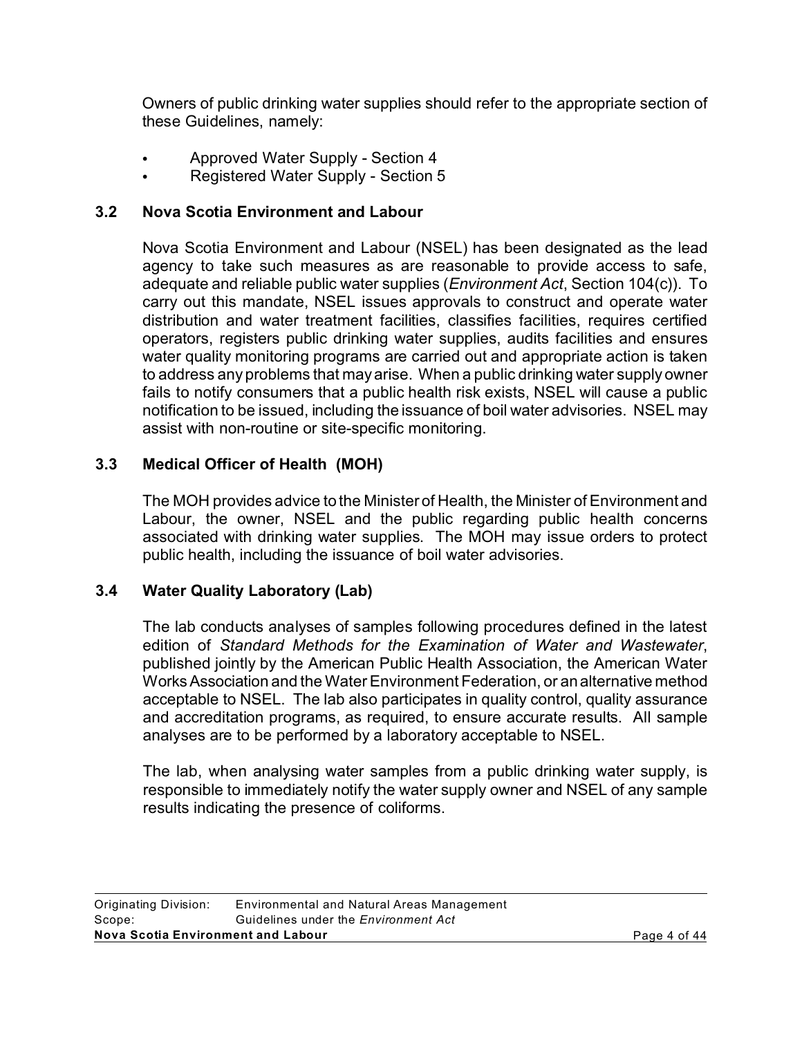Owners of public drinking water supplies should refer to the appropriate section of these Guidelines, namely:

- Approved Water Supply - Section 4
- Registered Water Supply - Section 5

### 3.2 Nova Scotia Environment and Labour

Nova Scotia Environment and Labour (NSEL) has been designated as the lead agency to take such measures as are reasonable to provide access to safe, adequate and reliable public water supplies (*Environment Act*, Section 104(c)). To carry out this mandate, NSEL issues approvals to construct and operate water distribution and water treatment facilities, classifies facilities, requires certified operators, registers public drinking water supplies, audits facilities and ensures water quality monitoring programs are carried out and appropriate action is taken to address any problems that may arise. When a public drinking water supply owner fails to notify consumers that a public health risk exists, NSEL will cause a public notification to be issued, including the issuance of boil water advisories. NSEL may assist with non-routine or site-specific monitoring.

### 3.3 Medical Officer of Health (MOH)

The MOH provides advice to the Minister of Health, the Minister of Environment and Labour, the owner, NSEL and the public regarding public health concerns associated with drinking water supplies. The MOH may issue orders to protect public health, including the issuance of boil water advisories.

### 3.4 Water Quality Laboratory (Lab)

The lab conducts analyses of samples following procedures defined in the latest edition of *Standard Methods for the Examination of Water and Wastewater*, published jointly by the American Public Health Association, the American Water Works Association and the Water Environment Federation, or an alternative method acceptable to NSEL. The lab also participates in quality control, quality assurance and accreditation programs, as required, to ensure accurate results. All sample analyses are to be performed by a laboratory acceptable to NSEL.

The lab, when analysing water samples from a public drinking water supply, is responsible to immediately notify the water supply owner and NSEL of any sample results indicating the presence of coliforms.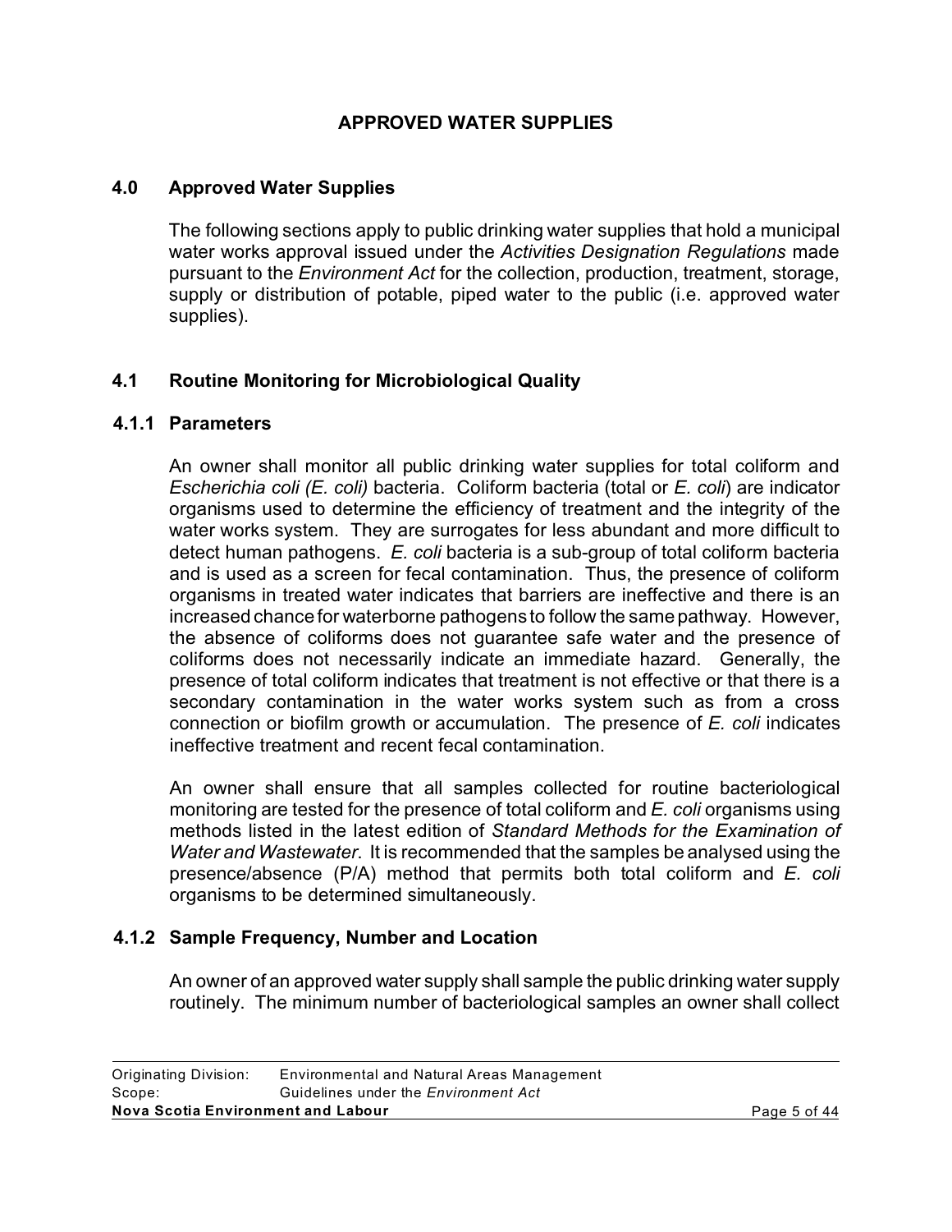# APPROVED WATER SUPPLIES

## 4.0 Approved Water Supplies

The following sections apply to public drinking water supplies that hold a municipal water works approval issued under the *Activities Designation Regulations* made pursuant to the *Environment Act* for the collection, production, treatment, storage, supply or distribution of potable, piped water to the public (i.e. approved water supplies).

## 4.1 Routine Monitoring for Microbiological Quality

### 4.1.1 Parameters

An owner shall monitor all public drinking water supplies for total coliform and *Escherichia coli (E. coli)* bacteria. Coliform bacteria (total or *E. coli*) are indicator organisms used to determine the efficiency of treatment and the integrity of the water works system. They are surrogates for less abundant and more difficult to detect human pathogens. *E. coli* bacteria is a sub-group of total coliform bacteria and is used as a screen for fecal contamination. Thus, the presence of coliform organisms in treated water indicates that barriers are ineffective and there is an increased chance for waterborne pathogens to follow the same pathway. However, the absence of coliforms does not guarantee safe water and the presence of coliforms does not necessarily indicate an immediate hazard. Generally, the presence of total coliform indicates that treatment is not effective or that there is a secondary contamination in the water works system such as from a cross connection or biofilm growth or accumulation. The presence of *E. coli* indicates ineffective treatment and recent fecal contamination.

An owner shall ensure that all samples collected for routine bacteriological monitoring are tested for the presence of total coliform and *E. coli* organisms using methods listed in the latest edition of *Standard Methods for the Examination of Water and Wastewater*. It is recommended that the samples be analysed using the presence/absence (P/A) method that permits both total coliform and *E. coli* organisms to be determined simultaneously.

### 4.1.2 Sample Frequency, Number and Location

An owner of an approved water supply shall sample the public drinking water supply routinely. The minimum number of bacteriological samples an owner shall collect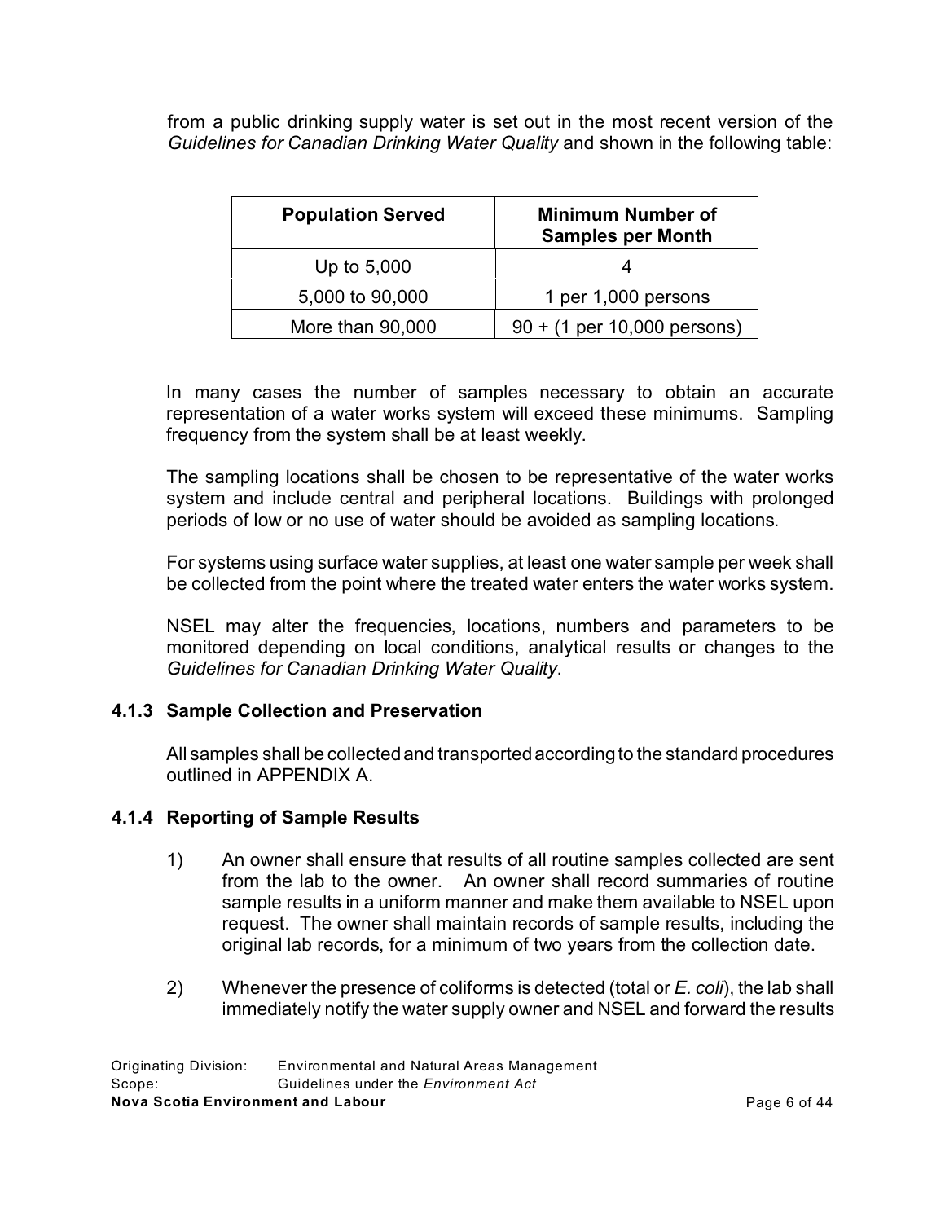from a public drinking supply water is set out in the most recent version of the *Guidelines for Canadian Drinking Water Quality* and shown in the following table:

| Population Served | Minimum Number of Samples per Month |
|---|---|
| Up to 5,000 | 4 |
| 5,000 to 90,000 | 1 per 1,000 persons |
| More than 90,000 | 90 + (1 per 10,000 persons) |

In many cases the number of samples necessary to obtain an accurate representation of a water works system will exceed these minimums. Sampling frequency from the system shall be at least weekly.

The sampling locations shall be chosen to be representative of the water works system and include central and peripheral locations. Buildings with prolonged periods of low or no use of water should be avoided as sampling locations.

For systems using surface water supplies, at least one water sample per week shall be collected from the point where the treated water enters the water works system.

NSEL may alter the frequencies, locations, numbers and parameters to be monitored depending on local conditions, analytical results or changes to the *Guidelines for Canadian Drinking Water Quality*.

### 4.1.3 Sample Collection and Preservation

All samples shall be collected and transported according to the standard procedures outlined in APPENDIX A.

### 4.1.4 Reporting of Sample Results

1) An owner shall ensure that results of all routine samples collected are sent from the lab to the owner. An owner shall record summaries of routine sample results in a uniform manner and make them available to NSEL upon request. The owner shall maintain records of sample results, including the original lab records, for a minimum of two years from the collection date.

2) Whenever the presence of coliforms is detected (total or *E. coli*), the lab shall immediately notify the water supply owner and NSEL and forward the results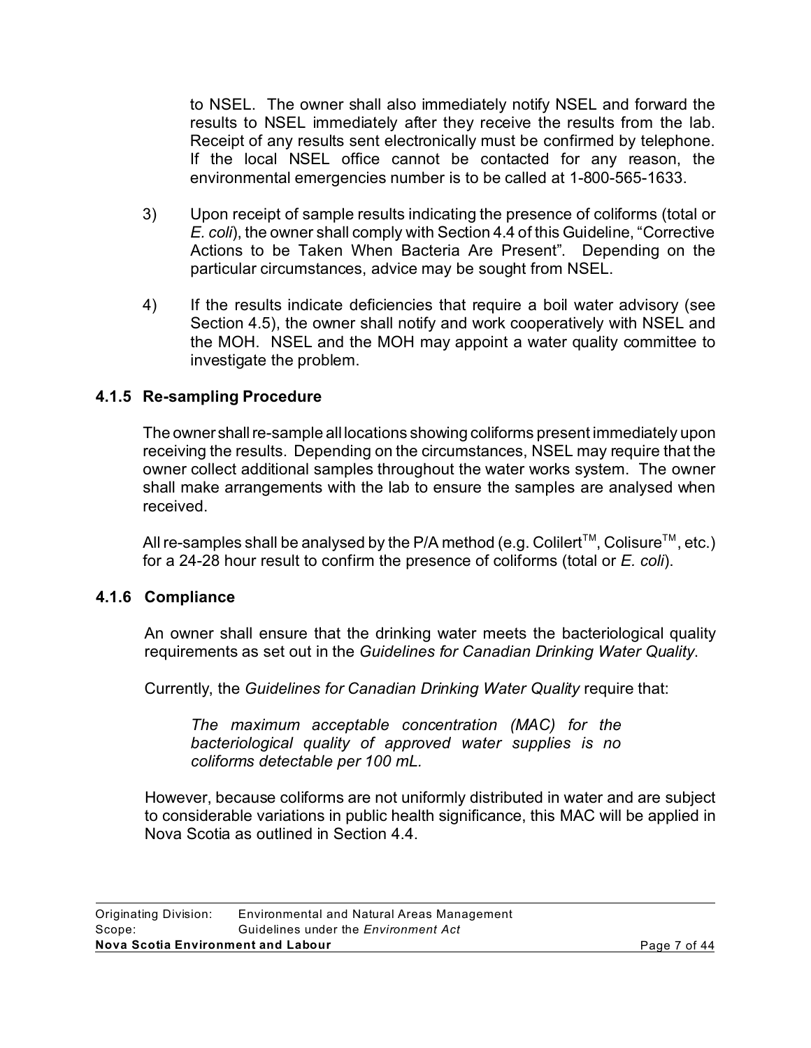to NSEL. The owner shall also immediately notify NSEL and forward the results to NSEL immediately after they receive the results from the lab. Receipt of any results sent electronically must be confirmed by telephone. If the local NSEL office cannot be contacted for any reason, the environmental emergencies number is to be called at 1-800-565-1633.

3) Upon receipt of sample results indicating the presence of coliforms (total or *E. coli*), the owner shall comply with Section 4.4 of this Guideline, "Corrective Actions to be Taken When Bacteria Are Present". Depending on the particular circumstances, advice may be sought from NSEL.

4) If the results indicate deficiencies that require a boil water advisory (see Section 4.5), the owner shall notify and work cooperatively with NSEL and the MOH. NSEL and the MOH may appoint a water quality committee to investigate the problem.

### 4.1.5 Re-sampling Procedure

The owner shall re-sample all locations showing coliforms present immediately upon receiving the results. Depending on the circumstances, NSEL may require that the owner collect additional samples throughout the water works system. The owner shall make arrangements with the lab to ensure the samples are analysed when received.

All re-samples shall be analysed by the P/A method (e.g. Colilert™, Colisure™, etc.) for a 24-28 hour result to confirm the presence of coliforms (total or *E. coli*).

### 4.1.6 Compliance

An owner shall ensure that the drinking water meets the bacteriological quality requirements as set out in the *Guidelines for Canadian Drinking Water Quality*.

Currently, the *Guidelines for Canadian Drinking Water Quality* require that:

> *The maximum acceptable concentration (MAC) for the bacteriological quality of approved water supplies is no coliforms detectable per 100 mL.*

However, because coliforms are not uniformly distributed in water and are subject to considerable variations in public health significance, this MAC will be applied in Nova Scotia as outlined in Section 4.4.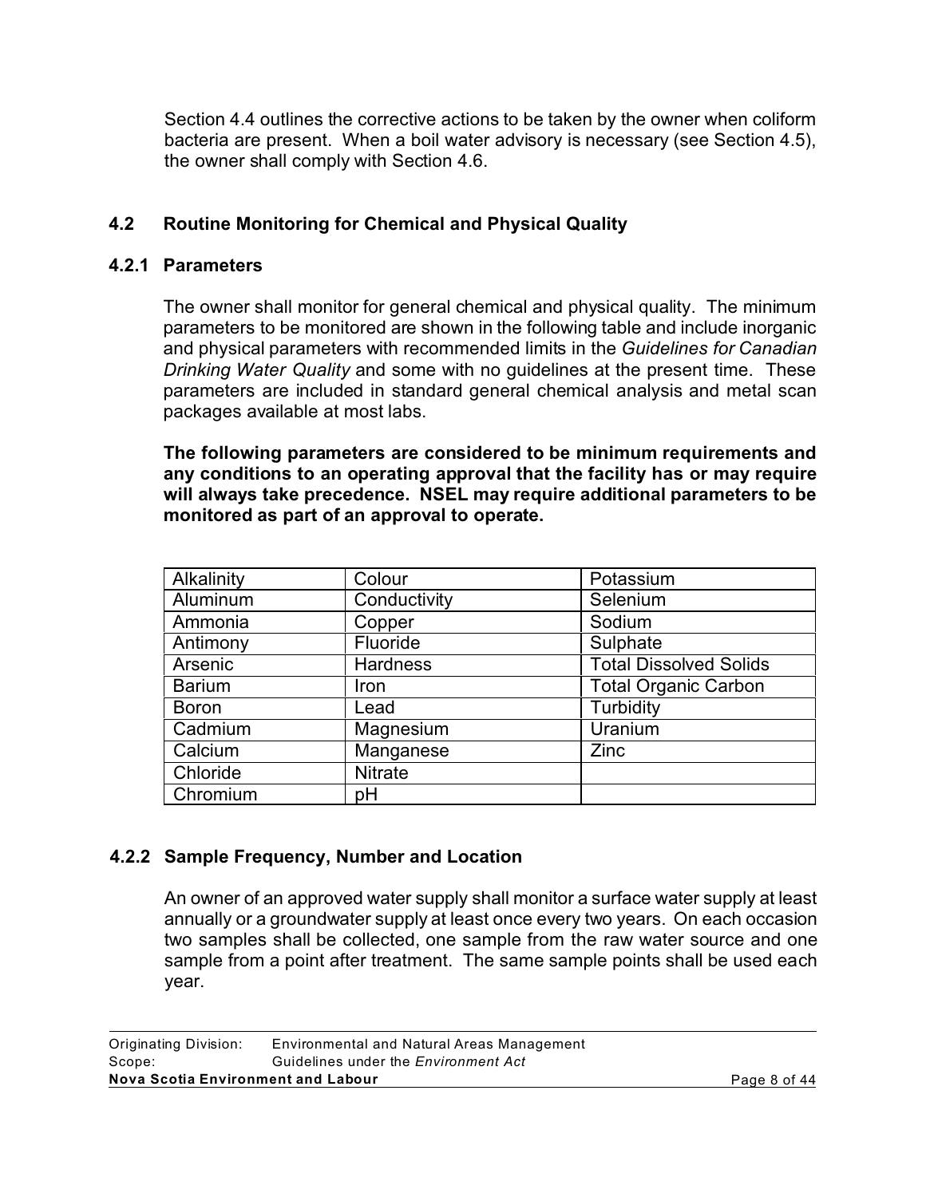Section 4.4 outlines the corrective actions to be taken by the owner when coliform bacteria are present. When a boil water advisory is necessary (see Section 4.5), the owner shall comply with Section 4.6.

## 4.2 Routine Monitoring for Chemical and Physical Quality

### 4.2.1 Parameters

The owner shall monitor for general chemical and physical quality. The minimum parameters to be monitored are shown in the following table and include inorganic and physical parameters with recommended limits in the *Guidelines for Canadian Drinking Water Quality* and some with no guidelines at the present time. These parameters are included in standard general chemical analysis and metal scan packages available at most labs.

**The following parameters are considered to be minimum requirements and any conditions to an operating approval that the facility has or may require will always take precedence. NSEL may require additional parameters to be monitored as part of an approval to operate.**

| | | |
|---|---|---|
| Alkalinity | Colour | Potassium |
| Aluminum | Conductivity | Selenium |
| Ammonia | Copper | Sodium |
| Antimony | Fluoride | Sulphate |
| Arsenic | Hardness | Total Dissolved Solids |
| Barium | Iron | Total Organic Carbon |
| Boron | Lead | Turbidity |
| Cadmium | Magnesium | Uranium |
| Calcium | Manganese | Zinc |
| Chloride | Nitrate | |
| Chromium | pH | |

### 4.2.2 Sample Frequency, Number and Location

An owner of an approved water supply shall monitor a surface water supply at least annually or a groundwater supply at least once every two years. On each occasion two samples shall be collected, one sample from the raw water source and one sample from a point after treatment. The same sample points shall be used each year.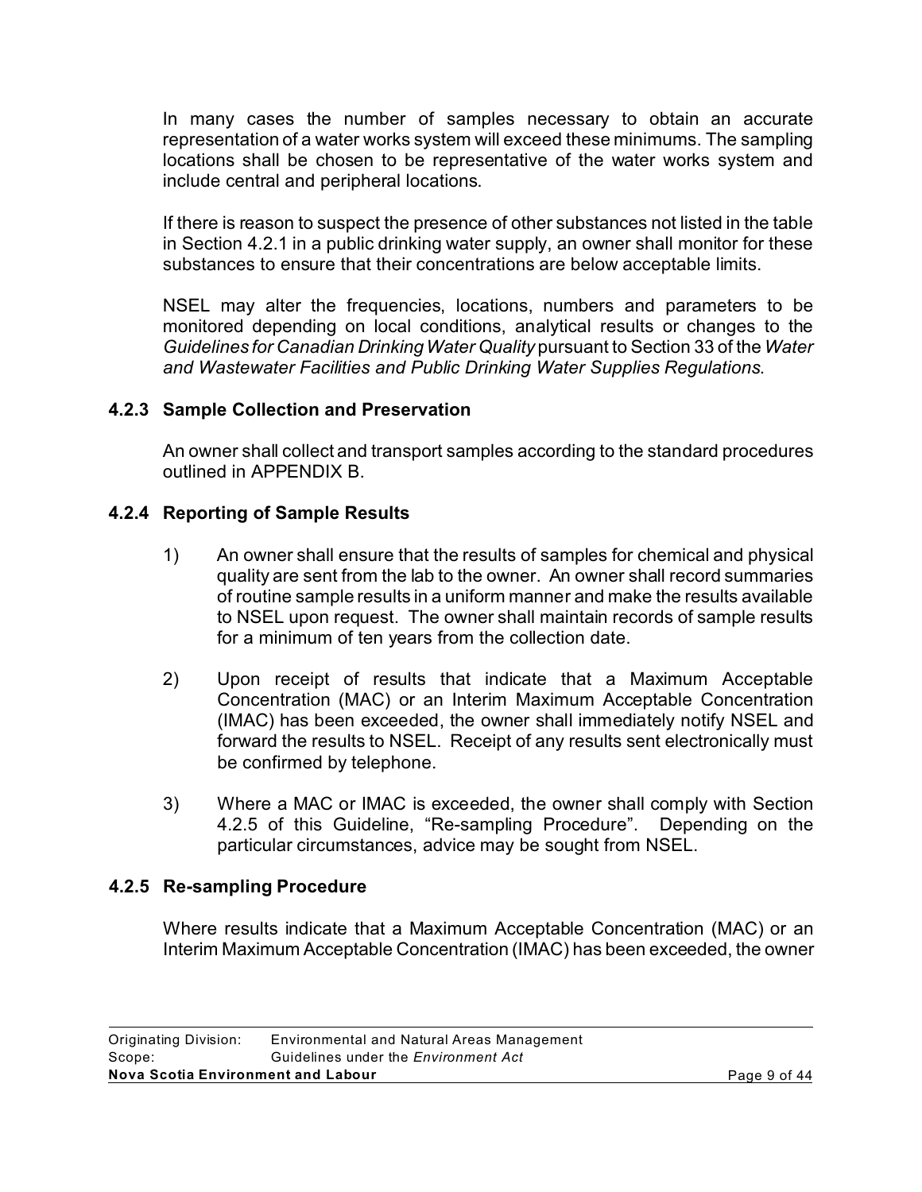In many cases the number of samples necessary to obtain an accurate representation of a water works system will exceed these minimums. The sampling locations shall be chosen to be representative of the water works system and include central and peripheral locations.

If there is reason to suspect the presence of other substances not listed in the table in Section 4.2.1 in a public drinking water supply, an owner shall monitor for these substances to ensure that their concentrations are below acceptable limits.

NSEL may alter the frequencies, locations, numbers and parameters to be monitored depending on local conditions, analytical results or changes to the *Guidelines for Canadian Drinking Water Quality* pursuant to Section 33 of the *Water and Wastewater Facilities and Public Drinking Water Supplies Regulations*.

### 4.2.3 Sample Collection and Preservation

An owner shall collect and transport samples according to the standard procedures outlined in APPENDIX B.

### 4.2.4 Reporting of Sample Results

1) An owner shall ensure that the results of samples for chemical and physical quality are sent from the lab to the owner. An owner shall record summaries of routine sample results in a uniform manner and make the results available to NSEL upon request. The owner shall maintain records of sample results for a minimum of ten years from the collection date.

2) Upon receipt of results that indicate that a Maximum Acceptable Concentration (MAC) or an Interim Maximum Acceptable Concentration (IMAC) has been exceeded, the owner shall immediately notify NSEL and forward the results to NSEL. Receipt of any results sent electronically must be confirmed by telephone.

3) Where a MAC or IMAC is exceeded, the owner shall comply with Section 4.2.5 of this Guideline, "Re-sampling Procedure". Depending on the particular circumstances, advice may be sought from NSEL.

### 4.2.5 Re-sampling Procedure

Where results indicate that a Maximum Acceptable Concentration (MAC) or an Interim Maximum Acceptable Concentration (IMAC) has been exceeded, the owner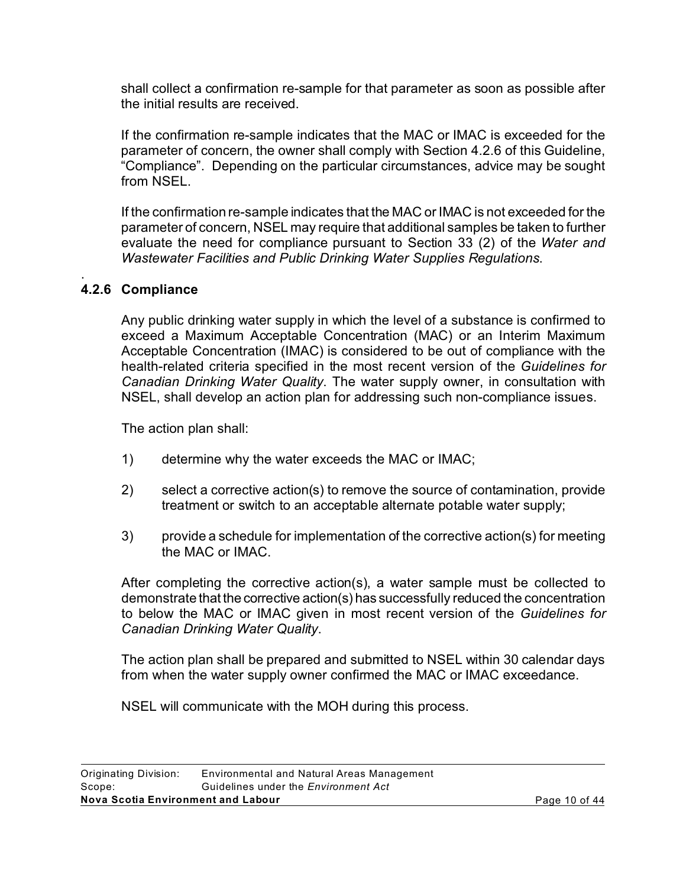shall collect a confirmation re-sample for that parameter as soon as possible after the initial results are received.

If the confirmation re-sample indicates that the MAC or IMAC is exceeded for the parameter of concern, the owner shall comply with Section 4.2.6 of this Guideline, "Compliance". Depending on the particular circumstances, advice may be sought from NSEL.

If the confirmation re-sample indicates that the MAC or IMAC is not exceeded for the parameter of concern, NSEL may require that additional samples be taken to further evaluate the need for compliance pursuant to Section 33 (2) of the *Water and Wastewater Facilities and Public Drinking Water Supplies Regulations*.

### 4.2.6 Compliance

Any public drinking water supply in which the level of a substance is confirmed to exceed a Maximum Acceptable Concentration (MAC) or an Interim Maximum Acceptable Concentration (IMAC) is considered to be out of compliance with the health-related criteria specified in the most recent version of the *Guidelines for Canadian Drinking Water Quality*. The water supply owner, in consultation with NSEL, shall develop an action plan for addressing such non-compliance issues.

The action plan shall:

1) determine why the water exceeds the MAC or IMAC;

2) select a corrective action(s) to remove the source of contamination, provide treatment or switch to an acceptable alternate potable water supply;

3) provide a schedule for implementation of the corrective action(s) for meeting the MAC or IMAC.

After completing the corrective action(s), a water sample must be collected to demonstrate that the corrective action(s) has successfully reduced the concentration to below the MAC or IMAC given in most recent version of the *Guidelines for Canadian Drinking Water Quality*.

The action plan shall be prepared and submitted to NSEL within 30 calendar days from when the water supply owner confirmed the MAC or IMAC exceedance.

NSEL will communicate with the MOH during this process.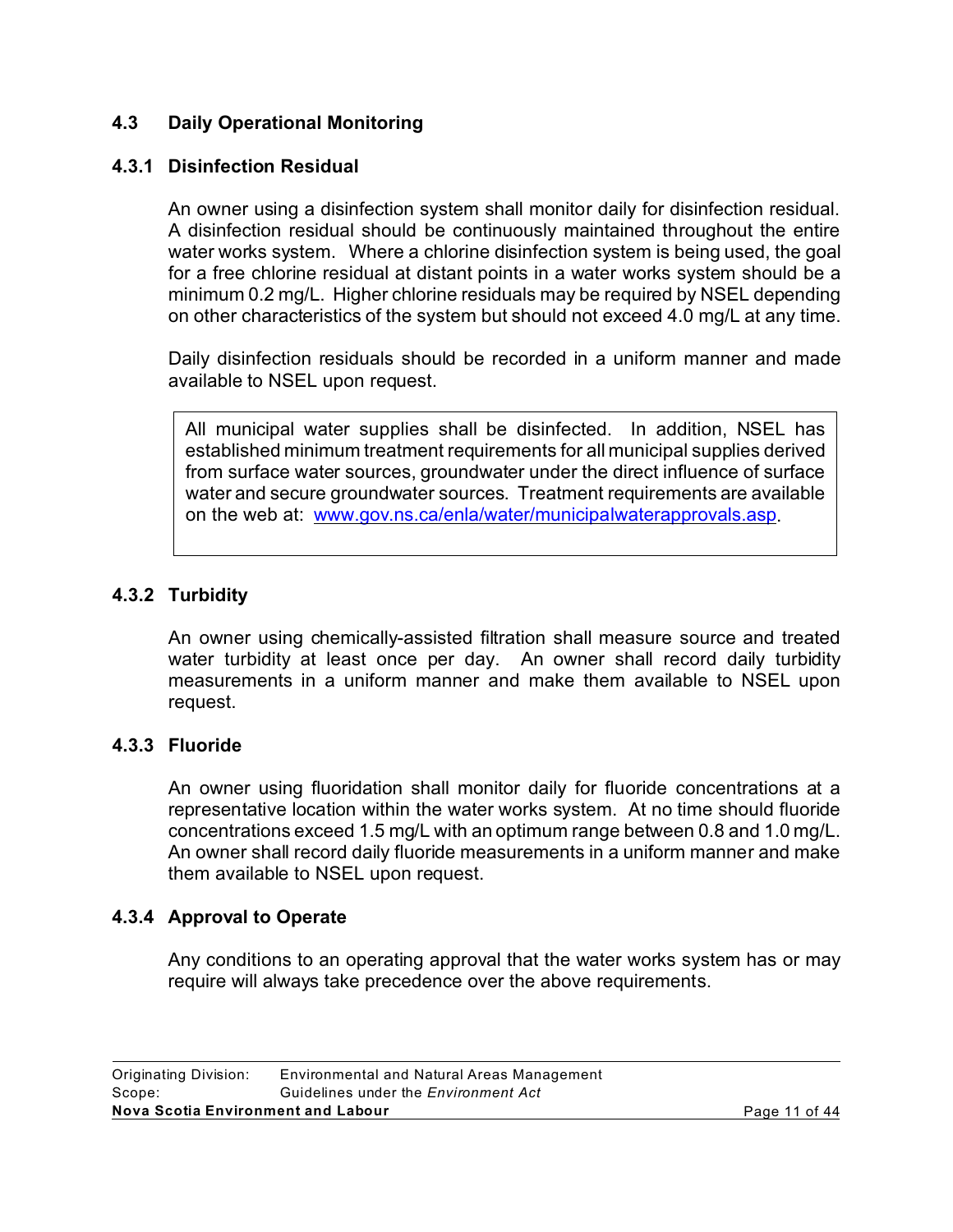### 4.3 Daily Operational Monitoring

#### 4.3.1 Disinfection Residual

An owner using a disinfection system shall monitor daily for disinfection residual. A disinfection residual should be continuously maintained throughout the entire water works system. Where a chlorine disinfection system is being used, the goal for a free chlorine residual at distant points in a water works system should be a minimum 0.2 mg/L. Higher chlorine residuals may be required by NSEL depending on other characteristics of the system but should not exceed 4.0 mg/L at any time.

Daily disinfection residuals should be recorded in a uniform manner and made available to NSEL upon request.

> All municipal water supplies shall be disinfected. In addition, NSEL has established minimum treatment requirements for all municipal supplies derived from surface water sources, groundwater under the direct influence of surface water and secure groundwater sources. Treatment requirements are available on the web at: [www.gov.ns.ca/enla/water/municipalwaterapprovals.asp](www.gov.ns.ca/enla/water/municipalwaterapprovals.asp).

#### 4.3.2 Turbidity

An owner using chemically-assisted filtration shall measure source and treated water turbidity at least once per day. An owner shall record daily turbidity measurements in a uniform manner and make them available to NSEL upon request.

#### 4.3.3 Fluoride

An owner using fluoridation shall monitor daily for fluoride concentrations at a representative location within the water works system. At no time should fluoride concentrations exceed 1.5 mg/L with an optimum range between 0.8 and 1.0 mg/L. An owner shall record daily fluoride measurements in a uniform manner and make them available to NSEL upon request.

#### 4.3.4 Approval to Operate

Any conditions to an operating approval that the water works system has or may require will always take precedence over the above requirements.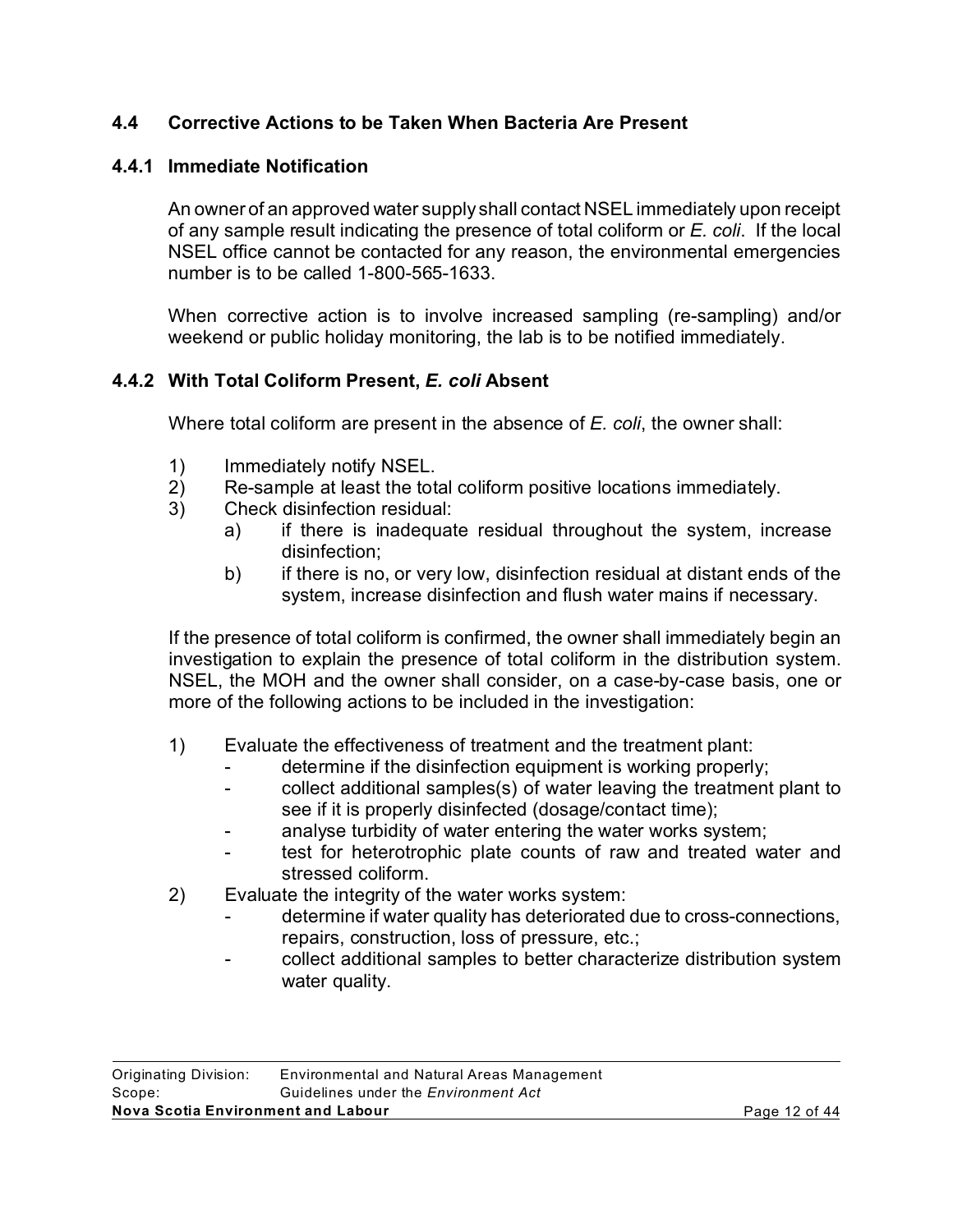## 4.4 Corrective Actions to be Taken When Bacteria Are Present

### 4.4.1 Immediate Notification

An owner of an approved water supply shall contact NSEL immediately upon receipt of any sample result indicating the presence of total coliform or *E. coli*. If the local NSEL office cannot be contacted for any reason, the environmental emergencies number is to be called 1-800-565-1633.

When corrective action is to involve increased sampling (re-sampling) and/or weekend or public holiday monitoring, the lab is to be notified immediately.

### 4.4.2 With Total Coliform Present, *E. coli* Absent

Where total coliform are present in the absence of *E. coli*, the owner shall:

1) Immediately notify NSEL.
2) Re-sample at least the total coliform positive locations immediately.
3) Check disinfection residual:
   a) if there is inadequate residual throughout the system, increase disinfection;
   b) if there is no, or very low, disinfection residual at distant ends of the system, increase disinfection and flush water mains if necessary.

If the presence of total coliform is confirmed, the owner shall immediately begin an investigation to explain the presence of total coliform in the distribution system. NSEL, the MOH and the owner shall consider, on a case-by-case basis, one or more of the following actions to be included in the investigation:

1) Evaluate the effectiveness of treatment and the treatment plant:
   - determine if the disinfection equipment is working properly;
   - collect additional samples(s) of water leaving the treatment plant to see if it is properly disinfected (dosage/contact time);
   - analyse turbidity of water entering the water works system;
   - test for heterotrophic plate counts of raw and treated water and stressed coliform.
2) Evaluate the integrity of the water works system:
   - determine if water quality has deteriorated due to cross-connections, repairs, construction, loss of pressure, etc.;
   - collect additional samples to better characterize distribution system water quality.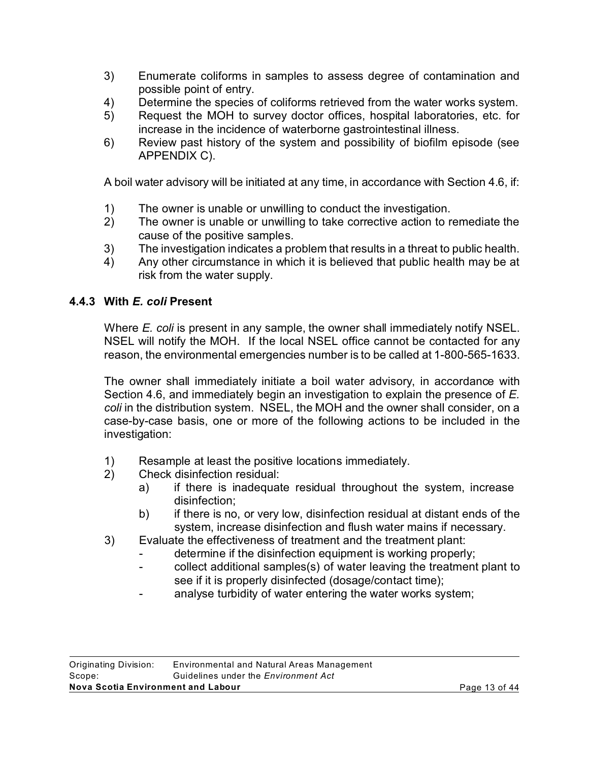3) Enumerate coliforms in samples to assess degree of contamination and possible point of entry.
4) Determine the species of coliforms retrieved from the water works system.
5) Request the MOH to survey doctor offices, hospital laboratories, etc. for increase in the incidence of waterborne gastrointestinal illness.
6) Review past history of the system and possibility of biofilm episode (see APPENDIX C).

A boil water advisory will be initiated at any time, in accordance with Section 4.6, if:

1) The owner is unable or unwilling to conduct the investigation.
2) The owner is unable or unwilling to take corrective action to remediate the cause of the positive samples.
3) The investigation indicates a problem that results in a threat to public health.
4) Any other circumstance in which it is believed that public health may be at risk from the water supply.

### 4.4.3 With *E. coli* Present

Where *E. coli* is present in any sample, the owner shall immediately notify NSEL. NSEL will notify the MOH. If the local NSEL office cannot be contacted for any reason, the environmental emergencies number is to be called at 1-800-565-1633.

The owner shall immediately initiate a boil water advisory, in accordance with Section 4.6, and immediately begin an investigation to explain the presence of *E. coli* in the distribution system. NSEL, the MOH and the owner shall consider, on a case-by-case basis, one or more of the following actions to be included in the investigation:

1) Resample at least the positive locations immediately.
2) Check disinfection residual:
   a) if there is inadequate residual throughout the system, increase disinfection;
   b) if there is no, or very low, disinfection residual at distant ends of the system, increase disinfection and flush water mains if necessary.
3) Evaluate the effectiveness of treatment and the treatment plant:
   - determine if the disinfection equipment is working properly;
   - collect additional samples(s) of water leaving the treatment plant to see if it is properly disinfected (dosage/contact time);
   - analyse turbidity of water entering the water works system;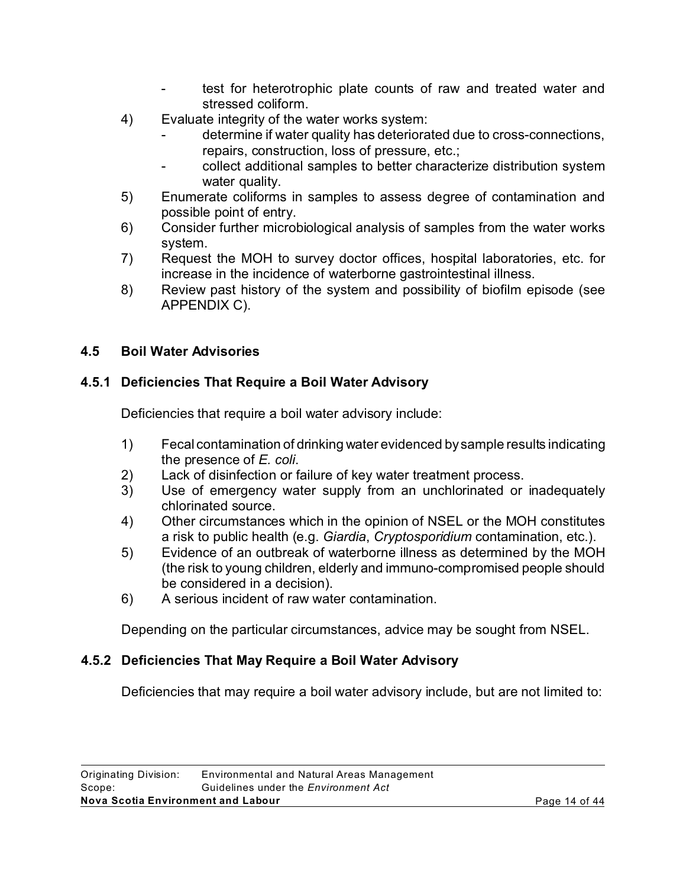- test for heterotrophic plate counts of raw and treated water and stressed coliform.

4) Evaluate integrity of the water works system:
   - determine if water quality has deteriorated due to cross-connections, repairs, construction, loss of pressure, etc.;
   - collect additional samples to better characterize distribution system water quality.
5) Enumerate coliforms in samples to assess degree of contamination and possible point of entry.
6) Consider further microbiological analysis of samples from the water works system.
7) Request the MOH to survey doctor offices, hospital laboratories, etc. for increase in the incidence of waterborne gastrointestinal illness.
8) Review past history of the system and possibility of biofilm episode (see APPENDIX C).

## 4.5 Boil Water Advisories

### 4.5.1 Deficiencies That Require a Boil Water Advisory

Deficiencies that require a boil water advisory include:

1) Fecal contamination of drinking water evidenced by sample results indicating the presence of *E. coli*.
2) Lack of disinfection or failure of key water treatment process.
3) Use of emergency water supply from an unchlorinated or inadequately chlorinated source.
4) Other circumstances which in the opinion of NSEL or the MOH constitutes a risk to public health (e.g. *Giardia*, *Cryptosporidium* contamination, etc.).
5) Evidence of an outbreak of waterborne illness as determined by the MOH (the risk to young children, elderly and immuno-compromised people should be considered in a decision).
6) A serious incident of raw water contamination.

Depending on the particular circumstances, advice may be sought from NSEL.

### 4.5.2 Deficiencies That May Require a Boil Water Advisory

Deficiencies that may require a boil water advisory include, but are not limited to: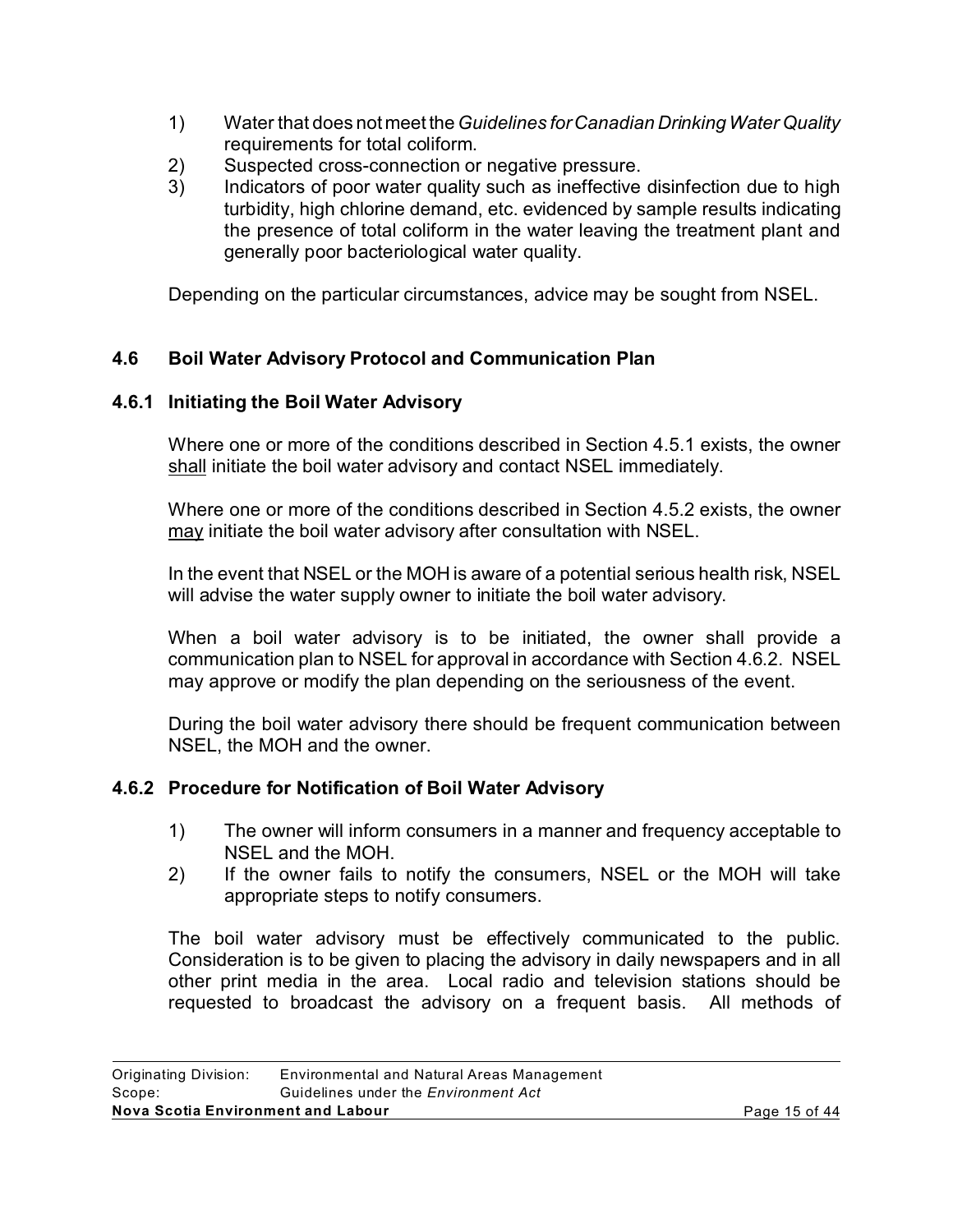1) Water that does not meet the *Guidelines for Canadian Drinking Water Quality* requirements for total coliform.
2) Suspected cross-connection or negative pressure.
3) Indicators of poor water quality such as ineffective disinfection due to high turbidity, high chlorine demand, etc. evidenced by sample results indicating the presence of total coliform in the water leaving the treatment plant and generally poor bacteriological water quality.

Depending on the particular circumstances, advice may be sought from NSEL.

## 4.6 Boil Water Advisory Protocol and Communication Plan

### 4.6.1 Initiating the Boil Water Advisory

Where one or more of the conditions described in Section 4.5.1 exists, the owner <u>shall</u> initiate the boil water advisory and contact NSEL immediately.

Where one or more of the conditions described in Section 4.5.2 exists, the owner <u>may</u> initiate the boil water advisory after consultation with NSEL.

In the event that NSEL or the MOH is aware of a potential serious health risk, NSEL will advise the water supply owner to initiate the boil water advisory.

When a boil water advisory is to be initiated, the owner shall provide a communication plan to NSEL for approval in accordance with Section 4.6.2. NSEL may approve or modify the plan depending on the seriousness of the event.

During the boil water advisory there should be frequent communication between NSEL, the MOH and the owner.

### 4.6.2 Procedure for Notification of Boil Water Advisory

1) The owner will inform consumers in a manner and frequency acceptable to NSEL and the MOH.
2) If the owner fails to notify the consumers, NSEL or the MOH will take appropriate steps to notify consumers.

The boil water advisory must be effectively communicated to the public. Consideration is to be given to placing the advisory in daily newspapers and in all other print media in the area. Local radio and television stations should be requested to broadcast the advisory on a frequent basis. All methods of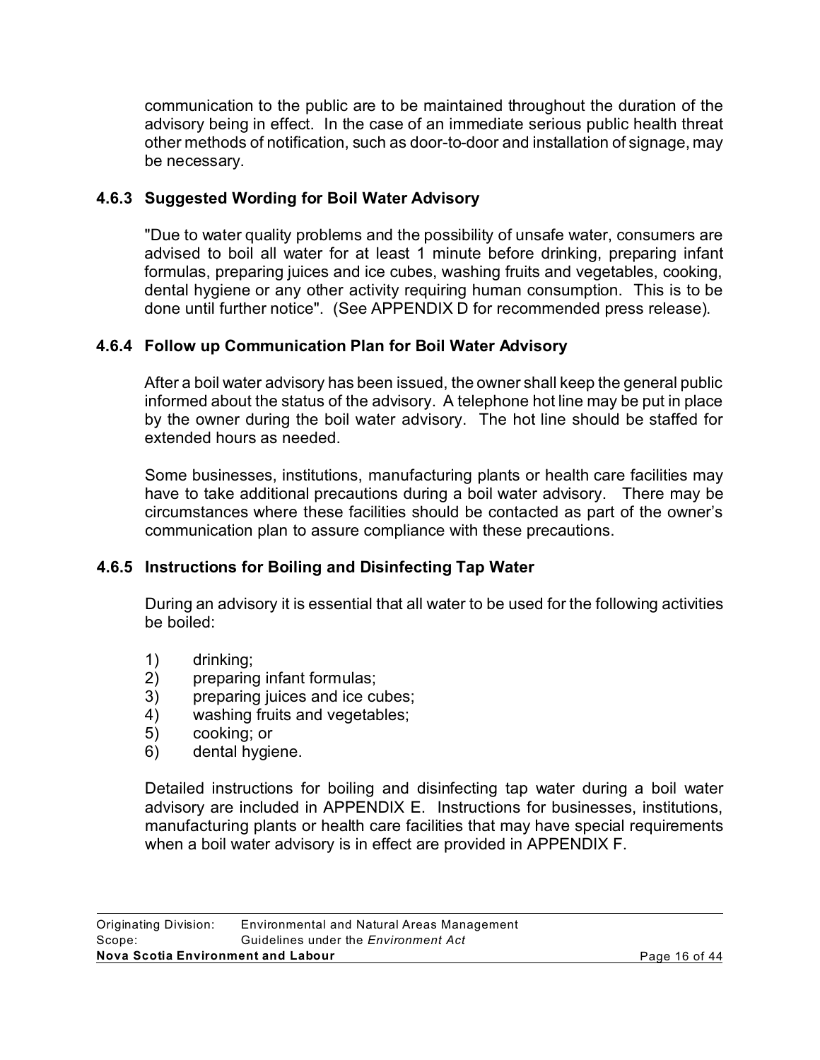communication to the public are to be maintained throughout the duration of the advisory being in effect. In the case of an immediate serious public health threat other methods of notification, such as door-to-door and installation of signage, may be necessary.

### 4.6.3 Suggested Wording for Boil Water Advisory

"Due to water quality problems and the possibility of unsafe water, consumers are advised to boil all water for at least 1 minute before drinking, preparing infant formulas, preparing juices and ice cubes, washing fruits and vegetables, cooking, dental hygiene or any other activity requiring human consumption. This is to be done until further notice". (See APPENDIX D for recommended press release).

### 4.6.4 Follow up Communication Plan for Boil Water Advisory

After a boil water advisory has been issued, the owner shall keep the general public informed about the status of the advisory. A telephone hot line may be put in place by the owner during the boil water advisory. The hot line should be staffed for extended hours as needed.

Some businesses, institutions, manufacturing plants or health care facilities may have to take additional precautions during a boil water advisory. There may be circumstances where these facilities should be contacted as part of the owner's communication plan to assure compliance with these precautions.

### 4.6.5 Instructions for Boiling and Disinfecting Tap Water

During an advisory it is essential that all water to be used for the following activities be boiled:

1) drinking;
2) preparing infant formulas;
3) preparing juices and ice cubes;
4) washing fruits and vegetables;
5) cooking; or
6) dental hygiene.

Detailed instructions for boiling and disinfecting tap water during a boil water advisory are included in APPENDIX E. Instructions for businesses, institutions, manufacturing plants or health care facilities that may have special requirements when a boil water advisory is in effect are provided in APPENDIX F.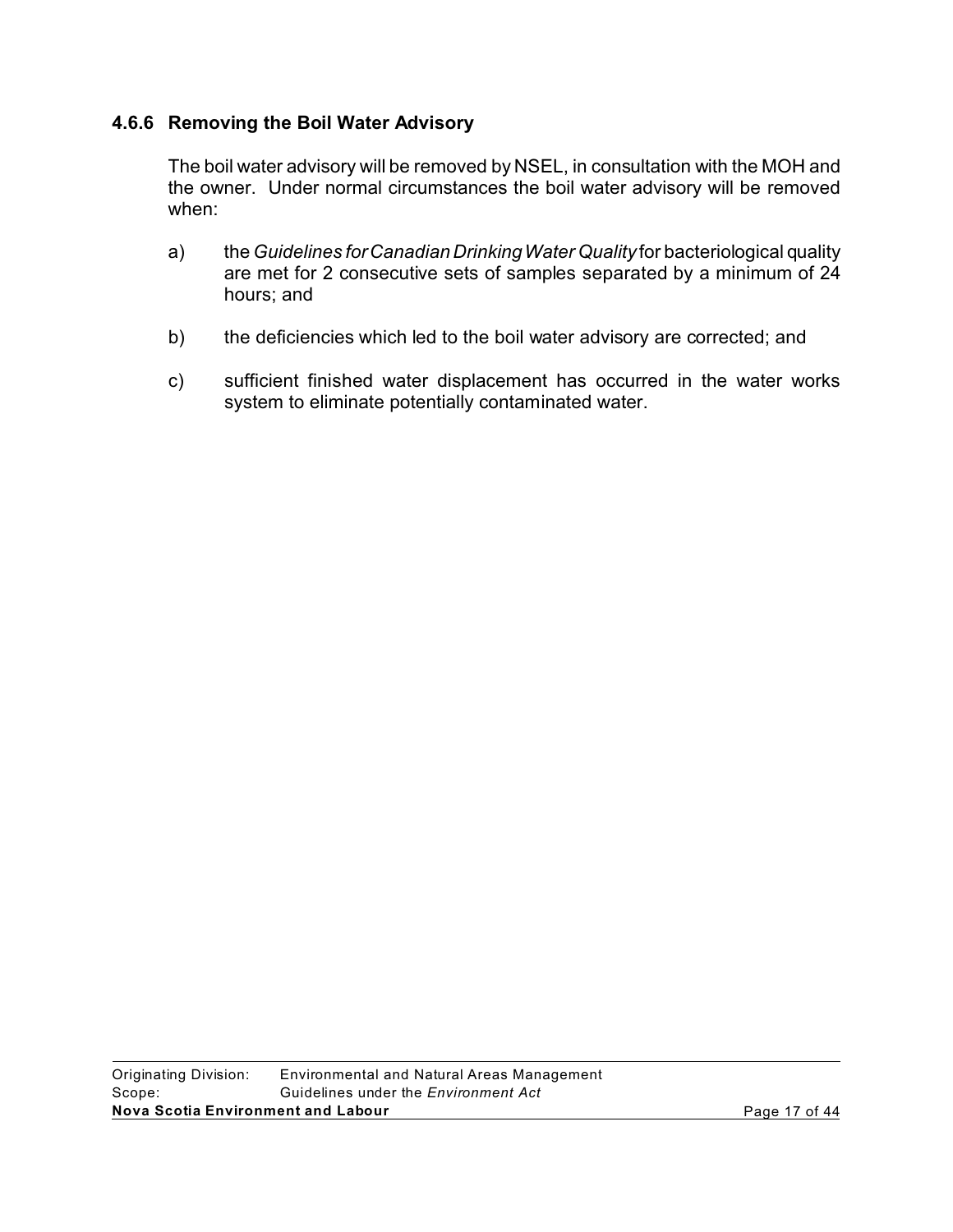### 4.6.6 Removing the Boil Water Advisory

The boil water advisory will be removed by NSEL, in consultation with the MOH and the owner. Under normal circumstances the boil water advisory will be removed when:

a) the *Guidelines for Canadian Drinking Water Quality* for bacteriological quality are met for 2 consecutive sets of samples separated by a minimum of 24 hours; and

b) the deficiencies which led to the boil water advisory are corrected; and

c) sufficient finished water displacement has occurred in the water works system to eliminate potentially contaminated water.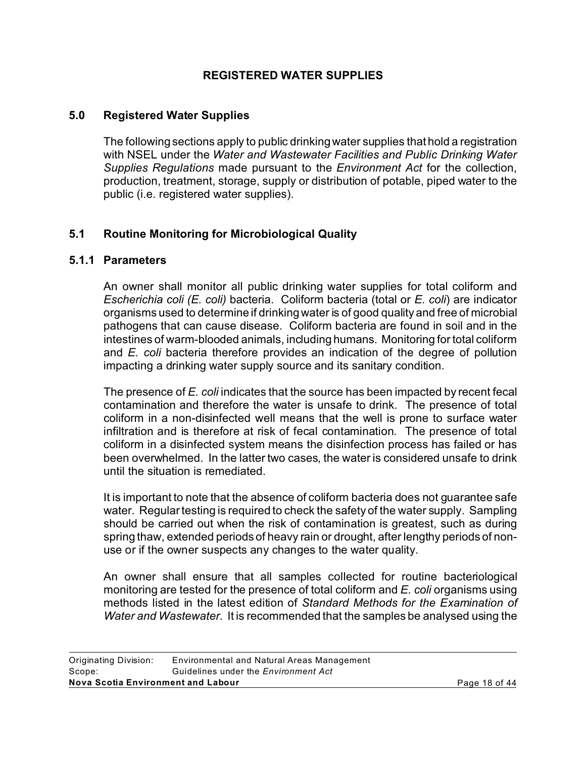## REGISTERED WATER SUPPLIES

## 5.0 Registered Water Supplies

The following sections apply to public drinking water supplies that hold a registration with NSEL under the *Water and Wastewater Facilities and Public Drinking Water Supplies Regulations* made pursuant to the *Environment Act* for the collection, production, treatment, storage, supply or distribution of potable, piped water to the public (i.e. registered water supplies).

## 5.1 Routine Monitoring for Microbiological Quality

### 5.1.1 Parameters

An owner shall monitor all public drinking water supplies for total coliform and *Escherichia coli (E. coli)* bacteria. Coliform bacteria (total or *E. coli*) are indicator organisms used to determine if drinking water is of good quality and free of microbial pathogens that can cause disease. Coliform bacteria are found in soil and in the intestines of warm-blooded animals, including humans. Monitoring for total coliform and *E. coli* bacteria therefore provides an indication of the degree of pollution impacting a drinking water supply source and its sanitary condition.

The presence of *E. coli* indicates that the source has been impacted by recent fecal contamination and therefore the water is unsafe to drink. The presence of total coliform in a non-disinfected well means that the well is prone to surface water infiltration and is therefore at risk of fecal contamination. The presence of total coliform in a disinfected system means the disinfection process has failed or has been overwhelmed. In the latter two cases, the water is considered unsafe to drink until the situation is remediated.

It is important to note that the absence of coliform bacteria does not guarantee safe water. Regular testing is required to check the safety of the water supply. Sampling should be carried out when the risk of contamination is greatest, such as during spring thaw, extended periods of heavy rain or drought, after lengthy periods of non-use or if the owner suspects any changes to the water quality.

An owner shall ensure that all samples collected for routine bacteriological monitoring are tested for the presence of total coliform and *E. coli* organisms using methods listed in the latest edition of *Standard Methods for the Examination of Water and Wastewater*. It is recommended that the samples be analysed using the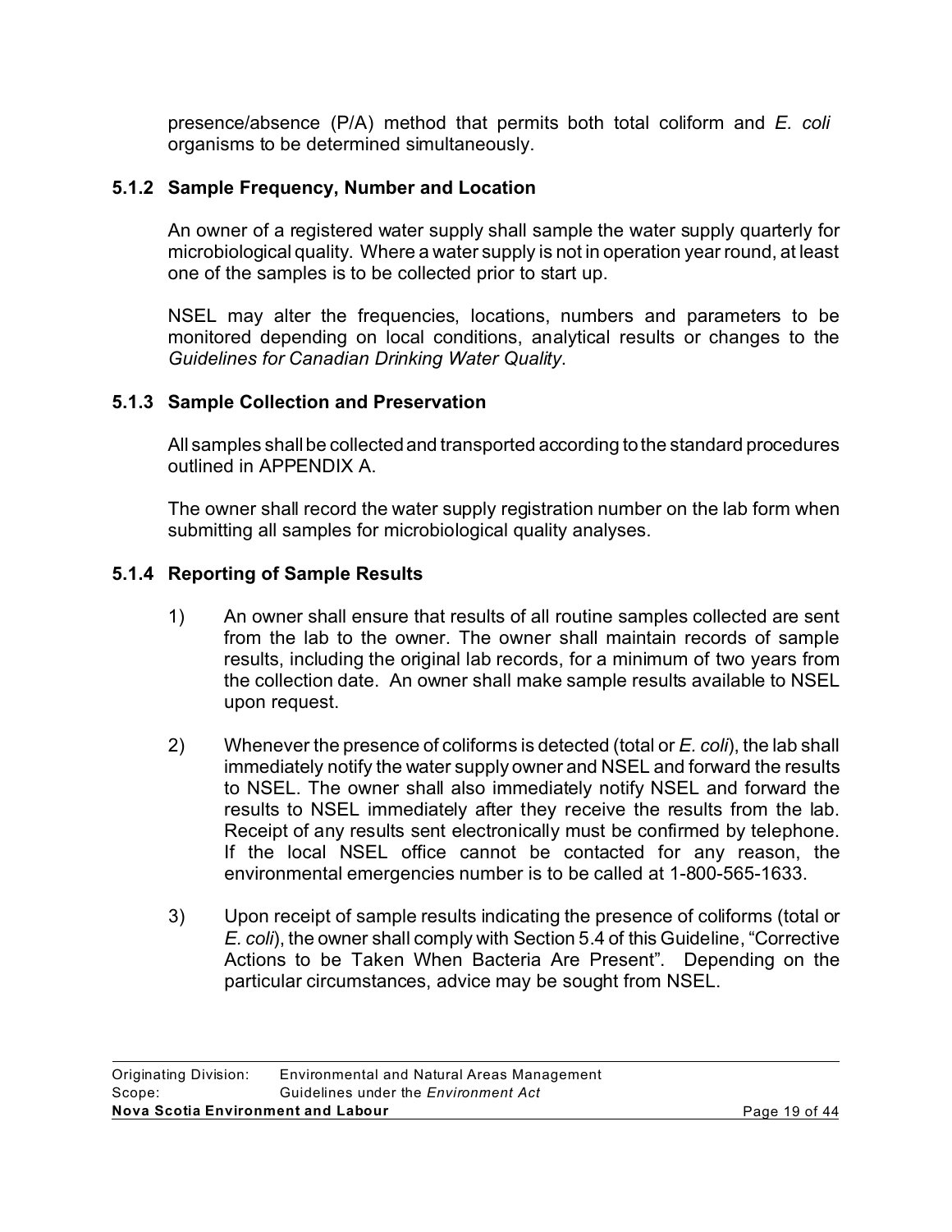presence/absence (P/A) method that permits both total coliform and *E. coli* organisms to be determined simultaneously.

### 5.1.2 Sample Frequency, Number and Location

An owner of a registered water supply shall sample the water supply quarterly for microbiological quality. Where a water supply is not in operation year round, at least one of the samples is to be collected prior to start up.

NSEL may alter the frequencies, locations, numbers and parameters to be monitored depending on local conditions, analytical results or changes to the *Guidelines for Canadian Drinking Water Quality*.

### 5.1.3 Sample Collection and Preservation

All samples shall be collected and transported according to the standard procedures outlined in APPENDIX A.

The owner shall record the water supply registration number on the lab form when submitting all samples for microbiological quality analyses.

### 5.1.4 Reporting of Sample Results

1) An owner shall ensure that results of all routine samples collected are sent from the lab to the owner. The owner shall maintain records of sample results, including the original lab records, for a minimum of two years from the collection date. An owner shall make sample results available to NSEL upon request.

2) Whenever the presence of coliforms is detected (total or *E. coli*), the lab shall immediately notify the water supply owner and NSEL and forward the results to NSEL. The owner shall also immediately notify NSEL and forward the results to NSEL immediately after they receive the results from the lab. Receipt of any results sent electronically must be confirmed by telephone. If the local NSEL office cannot be contacted for any reason, the environmental emergencies number is to be called at 1-800-565-1633.

3) Upon receipt of sample results indicating the presence of coliforms (total or *E. coli*), the owner shall comply with Section 5.4 of this Guideline, "Corrective Actions to be Taken When Bacteria Are Present". Depending on the particular circumstances, advice may be sought from NSEL.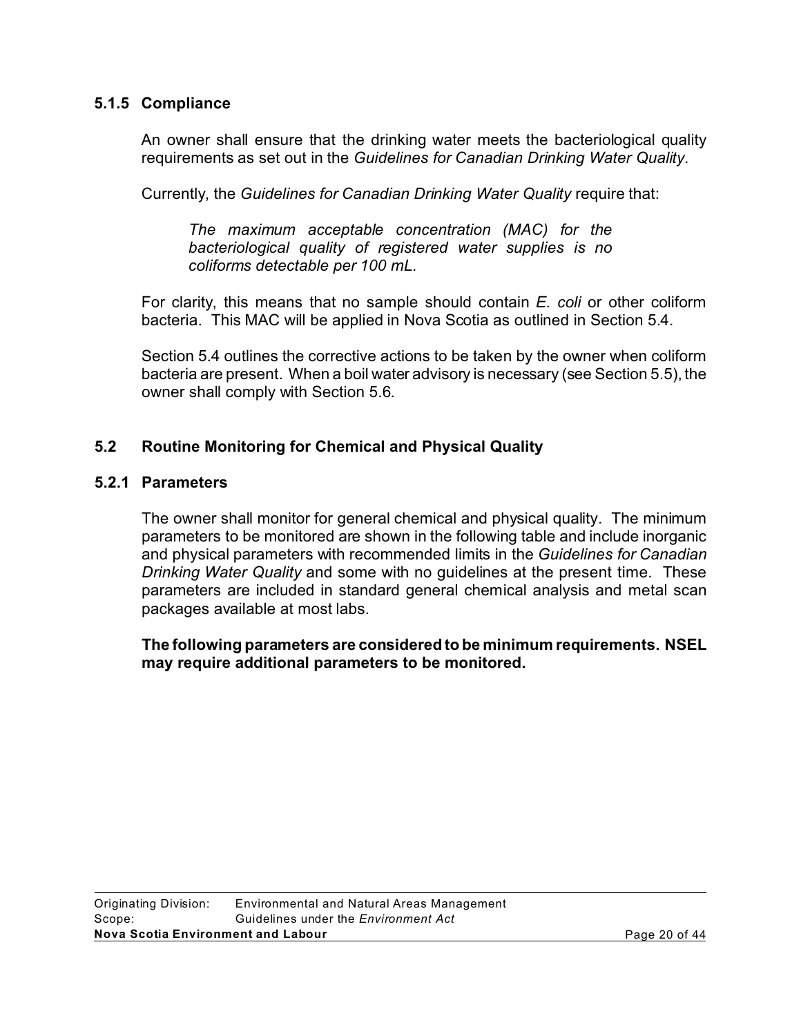### 5.1.5 Compliance

An owner shall ensure that the drinking water meets the bacteriological quality requirements as set out in the *Guidelines for Canadian Drinking Water Quality*.

Currently, the *Guidelines for Canadian Drinking Water Quality* require that:

> *The maximum acceptable concentration (MAC) for the bacteriological quality of registered water supplies is no coliforms detectable per 100 mL.*

For clarity, this means that no sample should contain *E. coli* or other coliform bacteria. This MAC will be applied in Nova Scotia as outlined in Section 5.4.

Section 5.4 outlines the corrective actions to be taken by the owner when coliform bacteria are present. When a boil water advisory is necessary (see Section 5.5), the owner shall comply with Section 5.6.

## 5.2 Routine Monitoring for Chemical and Physical Quality

### 5.2.1 Parameters

The owner shall monitor for general chemical and physical quality. The minimum parameters to be monitored are shown in the following table and include inorganic and physical parameters with recommended limits in the *Guidelines for Canadian Drinking Water Quality* and some with no guidelines at the present time. These parameters are included in standard general chemical analysis and metal scan packages available at most labs.

**The following parameters are considered to be minimum requirements. NSEL may require additional parameters to be monitored.**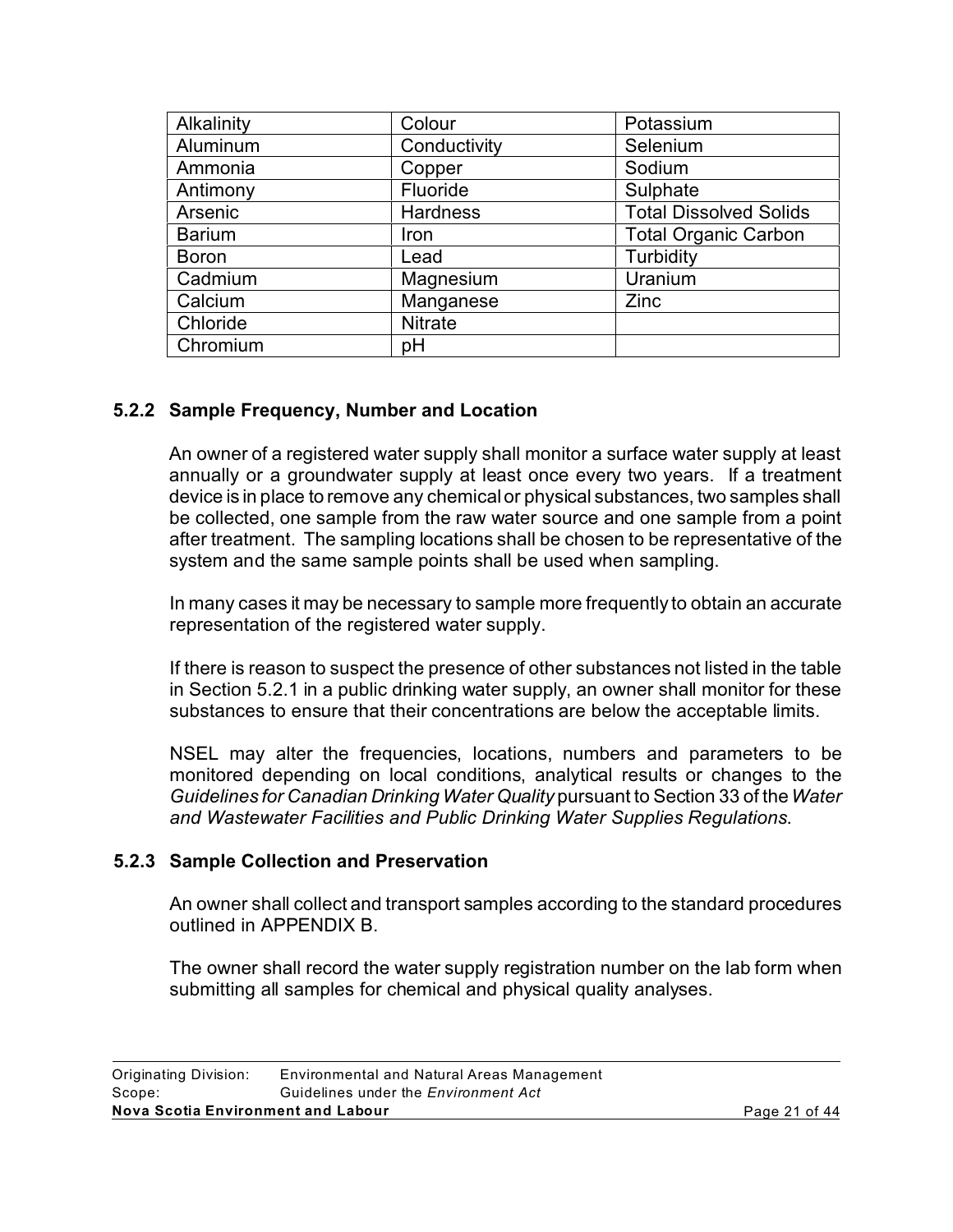| Alkalinity | Colour | Potassium |
|---|---|---|
| Aluminum | Conductivity | Selenium |
| Ammonia | Copper | Sodium |
| Antimony | Fluoride | Sulphate |
| Arsenic | Hardness | Total Dissolved Solids |
| Barium | Iron | Total Organic Carbon |
| Boron | Lead | Turbidity |
| Cadmium | Magnesium | Uranium |
| Calcium | Manganese | Zinc |
| Chloride | Nitrate | |
| Chromium | pH | |

### 5.2.2 Sample Frequency, Number and Location

An owner of a registered water supply shall monitor a surface water supply at least annually or a groundwater supply at least once every two years. If a treatment device is in place to remove any chemical or physical substances, two samples shall be collected, one sample from the raw water source and one sample from a point after treatment. The sampling locations shall be chosen to be representative of the system and the same sample points shall be used when sampling.

In many cases it may be necessary to sample more frequently to obtain an accurate representation of the registered water supply.

If there is reason to suspect the presence of other substances not listed in the table in Section 5.2.1 in a public drinking water supply, an owner shall monitor for these substances to ensure that their concentrations are below the acceptable limits.

NSEL may alter the frequencies, locations, numbers and parameters to be monitored depending on local conditions, analytical results or changes to the *Guidelines for Canadian Drinking Water Quality* pursuant to Section 33 of the *Water and Wastewater Facilities and Public Drinking Water Supplies Regulations*.

### 5.2.3 Sample Collection and Preservation

An owner shall collect and transport samples according to the standard procedures outlined in APPENDIX B.

The owner shall record the water supply registration number on the lab form when submitting all samples for chemical and physical quality analyses.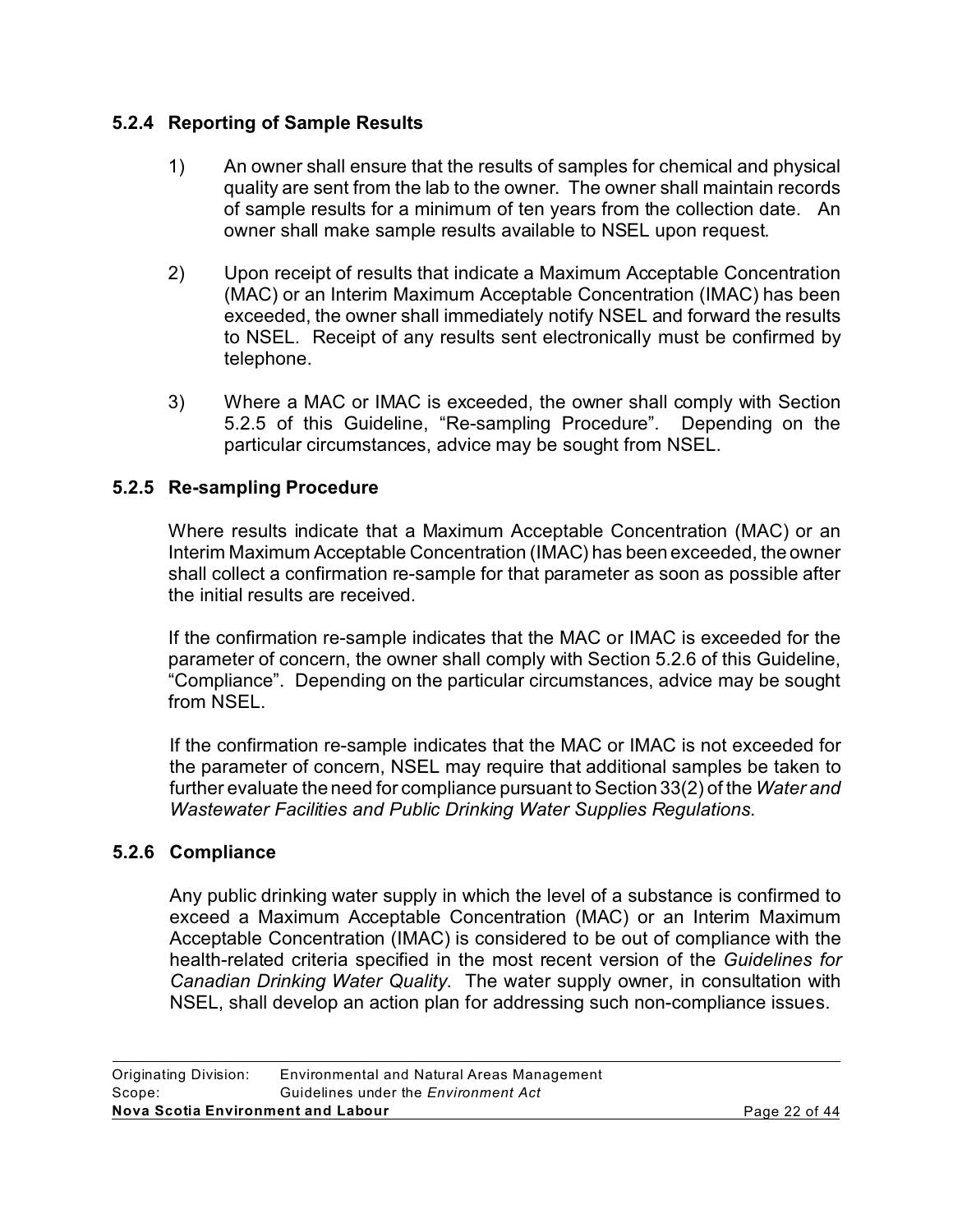### 5.2.4 Reporting of Sample Results

1) An owner shall ensure that the results of samples for chemical and physical quality are sent from the lab to the owner. The owner shall maintain records of sample results for a minimum of ten years from the collection date. An owner shall make sample results available to NSEL upon request.

2) Upon receipt of results that indicate a Maximum Acceptable Concentration (MAC) or an Interim Maximum Acceptable Concentration (IMAC) has been exceeded, the owner shall immediately notify NSEL and forward the results to NSEL. Receipt of any results sent electronically must be confirmed by telephone.

3) Where a MAC or IMAC is exceeded, the owner shall comply with Section 5.2.5 of this Guideline, "Re-sampling Procedure". Depending on the particular circumstances, advice may be sought from NSEL.

### 5.2.5 Re-sampling Procedure

Where results indicate that a Maximum Acceptable Concentration (MAC) or an Interim Maximum Acceptable Concentration (IMAC) has been exceeded, the owner shall collect a confirmation re-sample for that parameter as soon as possible after the initial results are received.

If the confirmation re-sample indicates that the MAC or IMAC is exceeded for the parameter of concern, the owner shall comply with Section 5.2.6 of this Guideline, "Compliance". Depending on the particular circumstances, advice may be sought from NSEL.

If the confirmation re-sample indicates that the MAC or IMAC is not exceeded for the parameter of concern, NSEL may require that additional samples be taken to further evaluate the need for compliance pursuant to Section 33(2) of the *Water and Wastewater Facilities and Public Drinking Water Supplies Regulations*.

### 5.2.6 Compliance

Any public drinking water supply in which the level of a substance is confirmed to exceed a Maximum Acceptable Concentration (MAC) or an Interim Maximum Acceptable Concentration (IMAC) is considered to be out of compliance with the health-related criteria specified in the most recent version of the *Guidelines for Canadian Drinking Water Quality*. The water supply owner, in consultation with NSEL, shall develop an action plan for addressing such non-compliance issues.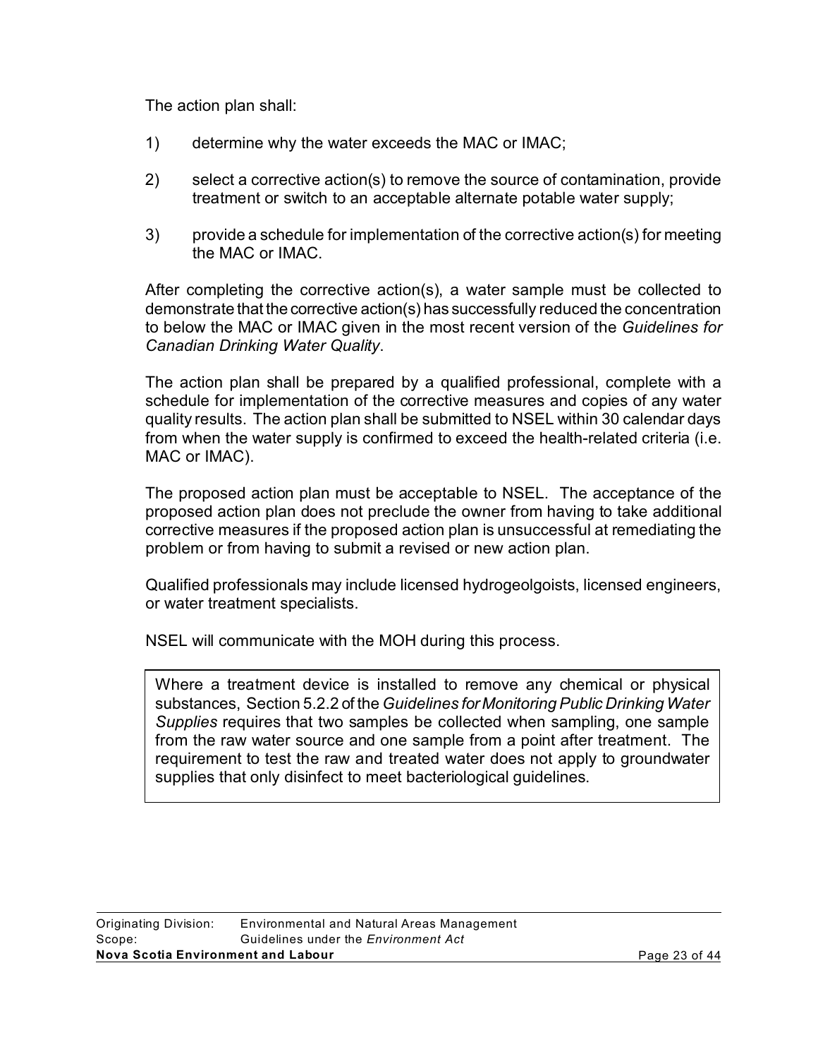The action plan shall:

1) determine why the water exceeds the MAC or IMAC;

2) select a corrective action(s) to remove the source of contamination, provide treatment or switch to an acceptable alternate potable water supply;

3) provide a schedule for implementation of the corrective action(s) for meeting the MAC or IMAC.

After completing the corrective action(s), a water sample must be collected to demonstrate that the corrective action(s) has successfully reduced the concentration to below the MAC or IMAC given in the most recent version of the *Guidelines for Canadian Drinking Water Quality*.

The action plan shall be prepared by a qualified professional, complete with a schedule for implementation of the corrective measures and copies of any water quality results. The action plan shall be submitted to NSEL within 30 calendar days from when the water supply is confirmed to exceed the health-related criteria (i.e. MAC or IMAC).

The proposed action plan must be acceptable to NSEL. The acceptance of the proposed action plan does not preclude the owner from having to take additional corrective measures if the proposed action plan is unsuccessful at remediating the problem or from having to submit a revised or new action plan.

Qualified professionals may include licensed hydrogeolgoists, licensed engineers, or water treatment specialists.

NSEL will communicate with the MOH during this process.

> Where a treatment device is installed to remove any chemical or physical substances, Section 5.2.2 of the *Guidelines for Monitoring Public Drinking Water Supplies* requires that two samples be collected when sampling, one sample from the raw water source and one sample from a point after treatment. The requirement to test the raw and treated water does not apply to groundwater supplies that only disinfect to meet bacteriological guidelines.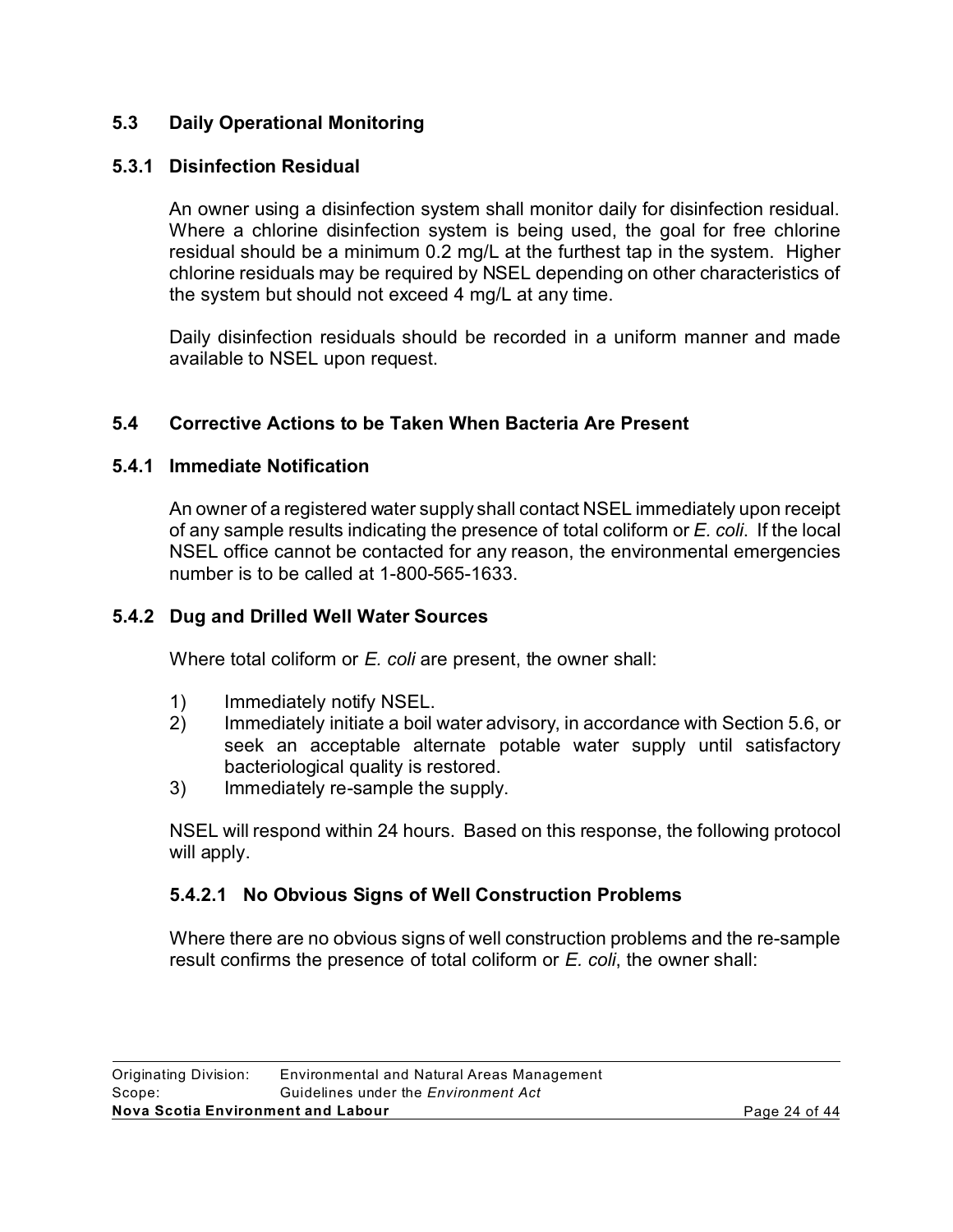### 5.3 Daily Operational Monitoring

#### 5.3.1 Disinfection Residual

An owner using a disinfection system shall monitor daily for disinfection residual. Where a chlorine disinfection system is being used, the goal for free chlorine residual should be a minimum 0.2 mg/L at the furthest tap in the system. Higher chlorine residuals may be required by NSEL depending on other characteristics of the system but should not exceed 4 mg/L at any time.

Daily disinfection residuals should be recorded in a uniform manner and made available to NSEL upon request.

### 5.4 Corrective Actions to be Taken When Bacteria Are Present

#### 5.4.1 Immediate Notification

An owner of a registered water supply shall contact NSEL immediately upon receipt of any sample results indicating the presence of total coliform or *E. coli*. If the local NSEL office cannot be contacted for any reason, the environmental emergencies number is to be called at 1-800-565-1633.

#### 5.4.2 Dug and Drilled Well Water Sources

Where total coliform or *E. coli* are present, the owner shall:

1) Immediately notify NSEL.
2) Immediately initiate a boil water advisory, in accordance with Section 5.6, or seek an acceptable alternate potable water supply until satisfactory bacteriological quality is restored.
3) Immediately re-sample the supply.

NSEL will respond within 24 hours. Based on this response, the following protocol will apply.

##### 5.4.2.1 No Obvious Signs of Well Construction Problems

Where there are no obvious signs of well construction problems and the re-sample result confirms the presence of total coliform or *E. coli*, the owner shall: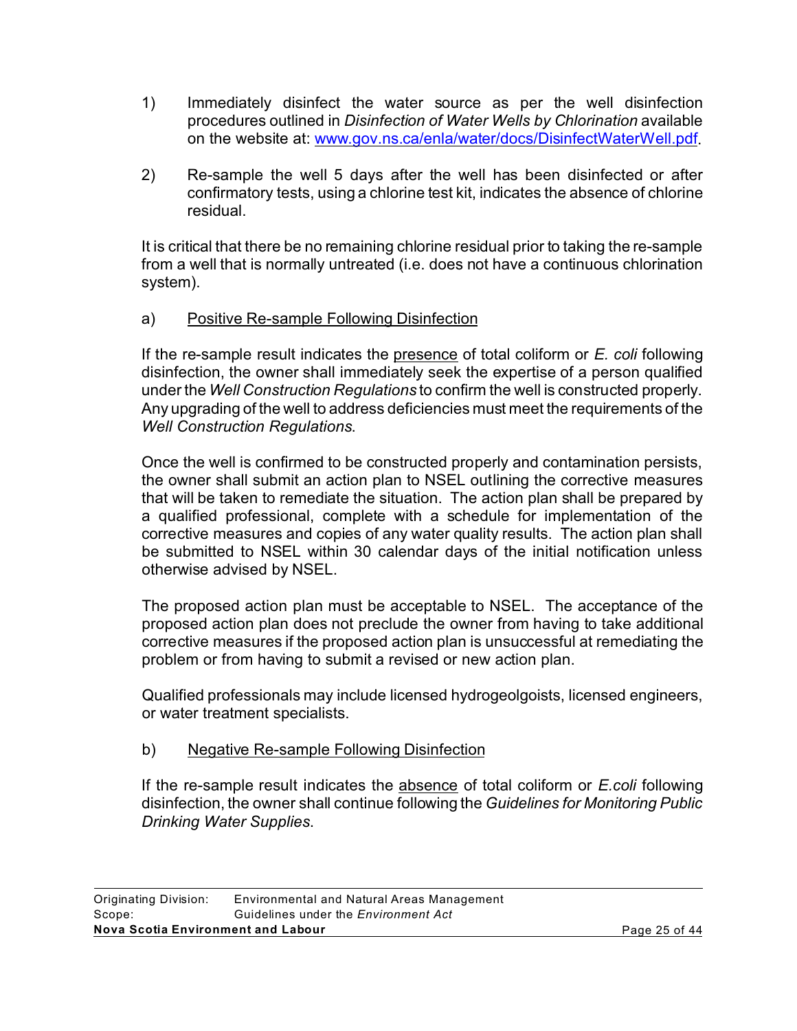1) Immediately disinfect the water source as per the well disinfection procedures outlined in *Disinfection of Water Wells by Chlorination* available on the website at: www.gov.ns.ca/enla/water/docs/DisinfectWaterWell.pdf.

2) Re-sample the well 5 days after the well has been disinfected or after confirmatory tests, using a chlorine test kit, indicates the absence of chlorine residual.

It is critical that there be no remaining chlorine residual prior to taking the re-sample from a well that is normally untreated (i.e. does not have a continuous chlorination system).

a) Positive Re-sample Following Disinfection

If the re-sample result indicates the presence of total coliform or *E. coli* following disinfection, the owner shall immediately seek the expertise of a person qualified under the *Well Construction Regulations* to confirm the well is constructed properly. Any upgrading of the well to address deficiencies must meet the requirements of the *Well Construction Regulations*.

Once the well is confirmed to be constructed properly and contamination persists, the owner shall submit an action plan to NSEL outlining the corrective measures that will be taken to remediate the situation. The action plan shall be prepared by a qualified professional, complete with a schedule for implementation of the corrective measures and copies of any water quality results. The action plan shall be submitted to NSEL within 30 calendar days of the initial notification unless otherwise advised by NSEL.

The proposed action plan must be acceptable to NSEL. The acceptance of the proposed action plan does not preclude the owner from having to take additional corrective measures if the proposed action plan is unsuccessful at remediating the problem or from having to submit a revised or new action plan.

Qualified professionals may include licensed hydrogeolgoists, licensed engineers, or water treatment specialists.

b) Negative Re-sample Following Disinfection

If the re-sample result indicates the absence of total coliform or *E.coli* following disinfection, the owner shall continue following the *Guidelines for Monitoring Public Drinking Water Supplies*.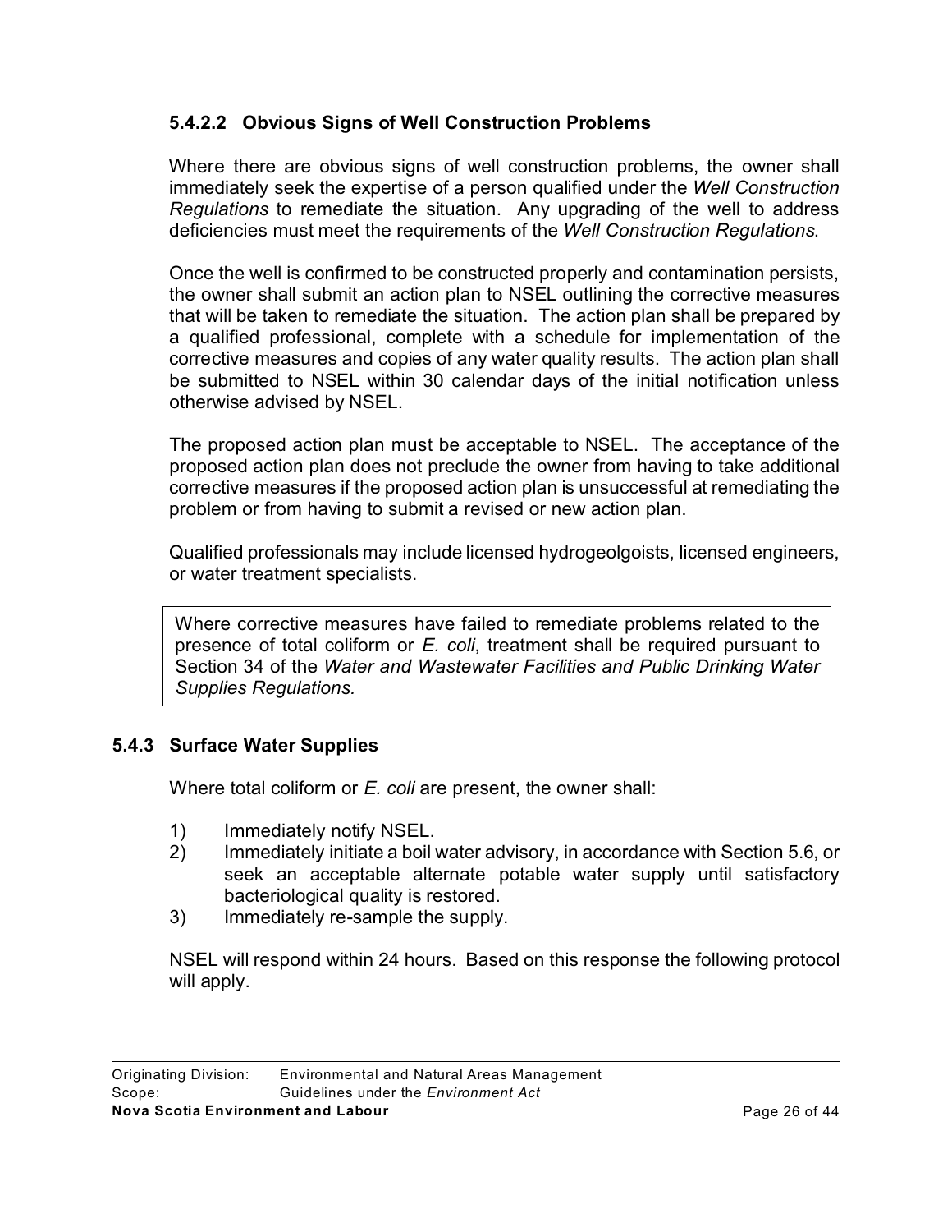#### 5.4.2.2 Obvious Signs of Well Construction Problems

Where there are obvious signs of well construction problems, the owner shall immediately seek the expertise of a person qualified under the *Well Construction Regulations* to remediate the situation. Any upgrading of the well to address deficiencies must meet the requirements of the *Well Construction Regulations*.

Once the well is confirmed to be constructed properly and contamination persists, the owner shall submit an action plan to NSEL outlining the corrective measures that will be taken to remediate the situation. The action plan shall be prepared by a qualified professional, complete with a schedule for implementation of the corrective measures and copies of any water quality results. The action plan shall be submitted to NSEL within 30 calendar days of the initial notification unless otherwise advised by NSEL.

The proposed action plan must be acceptable to NSEL. The acceptance of the proposed action plan does not preclude the owner from having to take additional corrective measures if the proposed action plan is unsuccessful at remediating the problem or from having to submit a revised or new action plan.

Qualified professionals may include licensed hydrogeolgoists, licensed engineers, or water treatment specialists.

> Where corrective measures have failed to remediate problems related to the presence of total coliform or *E. coli*, treatment shall be required pursuant to Section 34 of the *Water and Wastewater Facilities and Public Drinking Water Supplies Regulations.*

### 5.4.3 Surface Water Supplies

Where total coliform or *E. coli* are present, the owner shall:

1) Immediately notify NSEL.
2) Immediately initiate a boil water advisory, in accordance with Section 5.6, or seek an acceptable alternate potable water supply until satisfactory bacteriological quality is restored.
3) Immediately re-sample the supply.

NSEL will respond within 24 hours. Based on this response the following protocol will apply.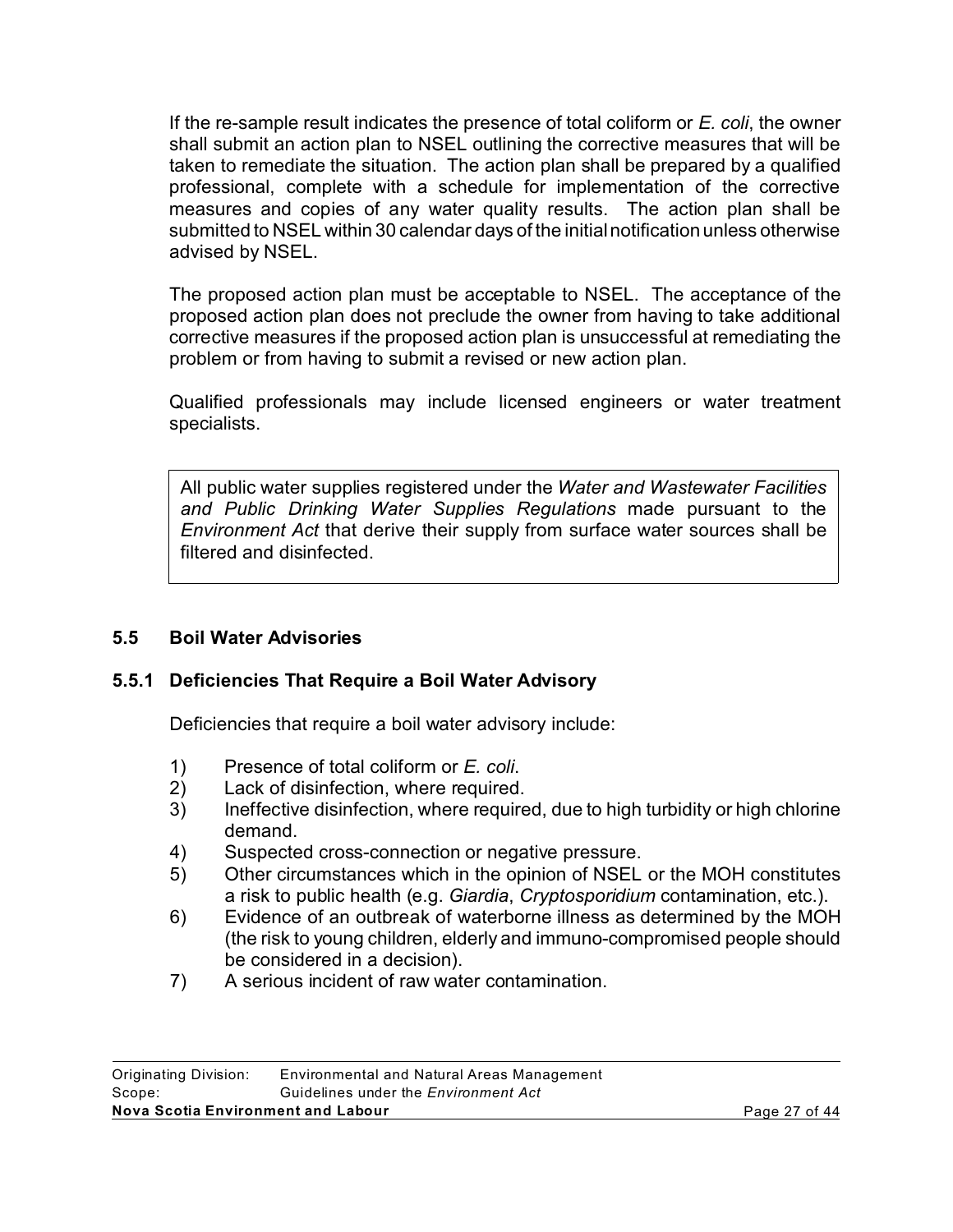If the re-sample result indicates the presence of total coliform or *E. coli*, the owner shall submit an action plan to NSEL outlining the corrective measures that will be taken to remediate the situation. The action plan shall be prepared by a qualified professional, complete with a schedule for implementation of the corrective measures and copies of any water quality results. The action plan shall be submitted to NSEL within 30 calendar days of the initial notification unless otherwise advised by NSEL.

The proposed action plan must be acceptable to NSEL. The acceptance of the proposed action plan does not preclude the owner from having to take additional corrective measures if the proposed action plan is unsuccessful at remediating the problem or from having to submit a revised or new action plan.

Qualified professionals may include licensed engineers or water treatment specialists.

> All public water supplies registered under the *Water and Wastewater Facilities and Public Drinking Water Supplies Regulations* made pursuant to the *Environment Act* that derive their supply from surface water sources shall be filtered and disinfected.

### 5.5 Boil Water Advisories

#### 5.5.1 Deficiencies That Require a Boil Water Advisory

Deficiencies that require a boil water advisory include:

1) Presence of total coliform or *E. coli*.
2) Lack of disinfection, where required.
3) Ineffective disinfection, where required, due to high turbidity or high chlorine demand.
4) Suspected cross-connection or negative pressure.
5) Other circumstances which in the opinion of NSEL or the MOH constitutes a risk to public health (e.g. *Giardia*, *Cryptosporidium* contamination, etc.).
6) Evidence of an outbreak of waterborne illness as determined by the MOH (the risk to young children, elderly and immuno-compromised people should be considered in a decision).
7) A serious incident of raw water contamination.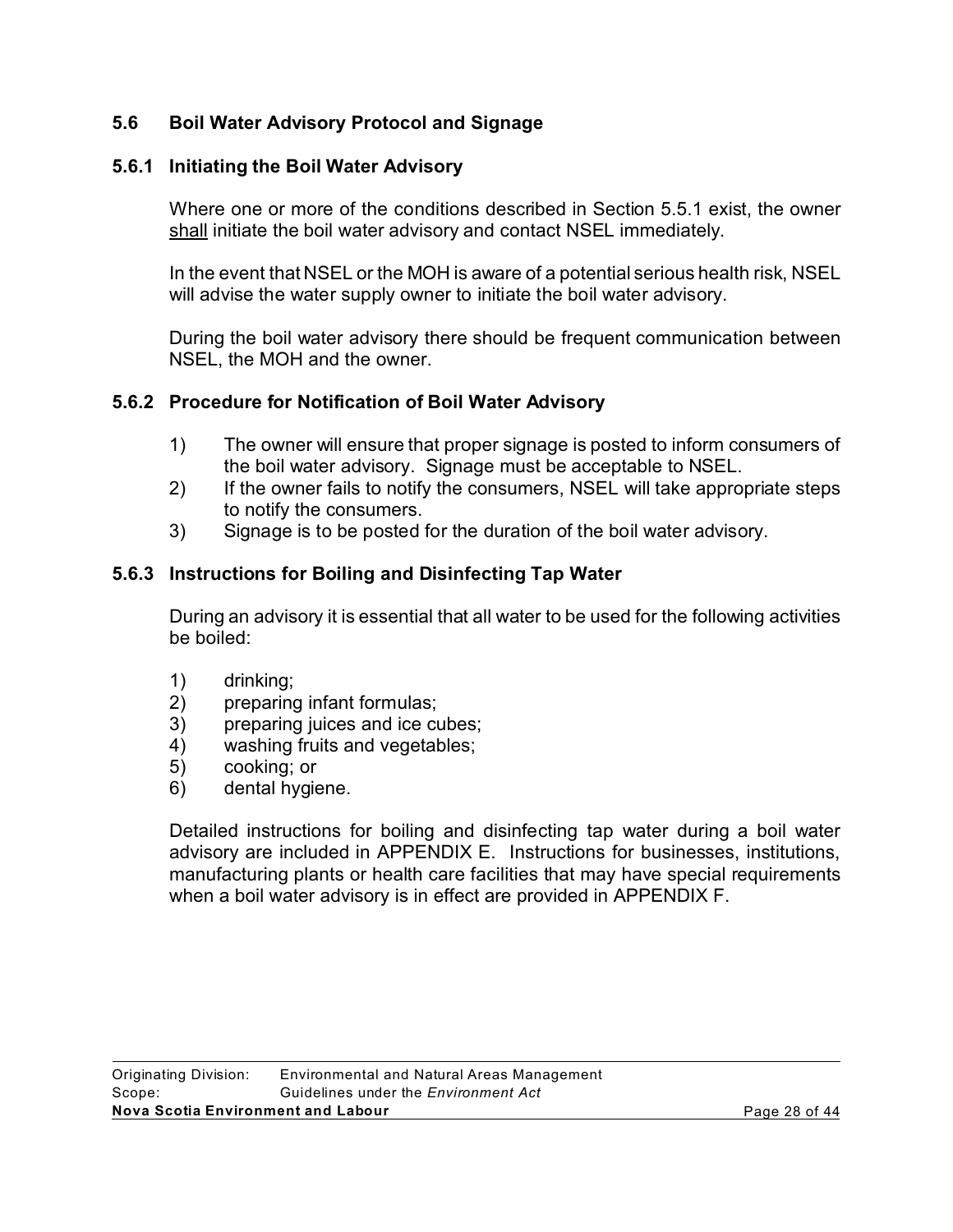## 5.6 Boil Water Advisory Protocol and Signage

### 5.6.1 Initiating the Boil Water Advisory

Where one or more of the conditions described in Section 5.5.1 exist, the owner <u>shall</u> initiate the boil water advisory and contact NSEL immediately.

In the event that NSEL or the MOH is aware of a potential serious health risk, NSEL will advise the water supply owner to initiate the boil water advisory.

During the boil water advisory there should be frequent communication between NSEL, the MOH and the owner.

### 5.6.2 Procedure for Notification of Boil Water Advisory

1) The owner will ensure that proper signage is posted to inform consumers of the boil water advisory. Signage must be acceptable to NSEL.
2) If the owner fails to notify the consumers, NSEL will take appropriate steps to notify the consumers.
3) Signage is to be posted for the duration of the boil water advisory.

### 5.6.3 Instructions for Boiling and Disinfecting Tap Water

During an advisory it is essential that all water to be used for the following activities be boiled:

1) drinking;
2) preparing infant formulas;
3) preparing juices and ice cubes;
4) washing fruits and vegetables;
5) cooking; or
6) dental hygiene.

Detailed instructions for boiling and disinfecting tap water during a boil water advisory are included in APPENDIX E. Instructions for businesses, institutions, manufacturing plants or health care facilities that may have special requirements when a boil water advisory is in effect are provided in APPENDIX F.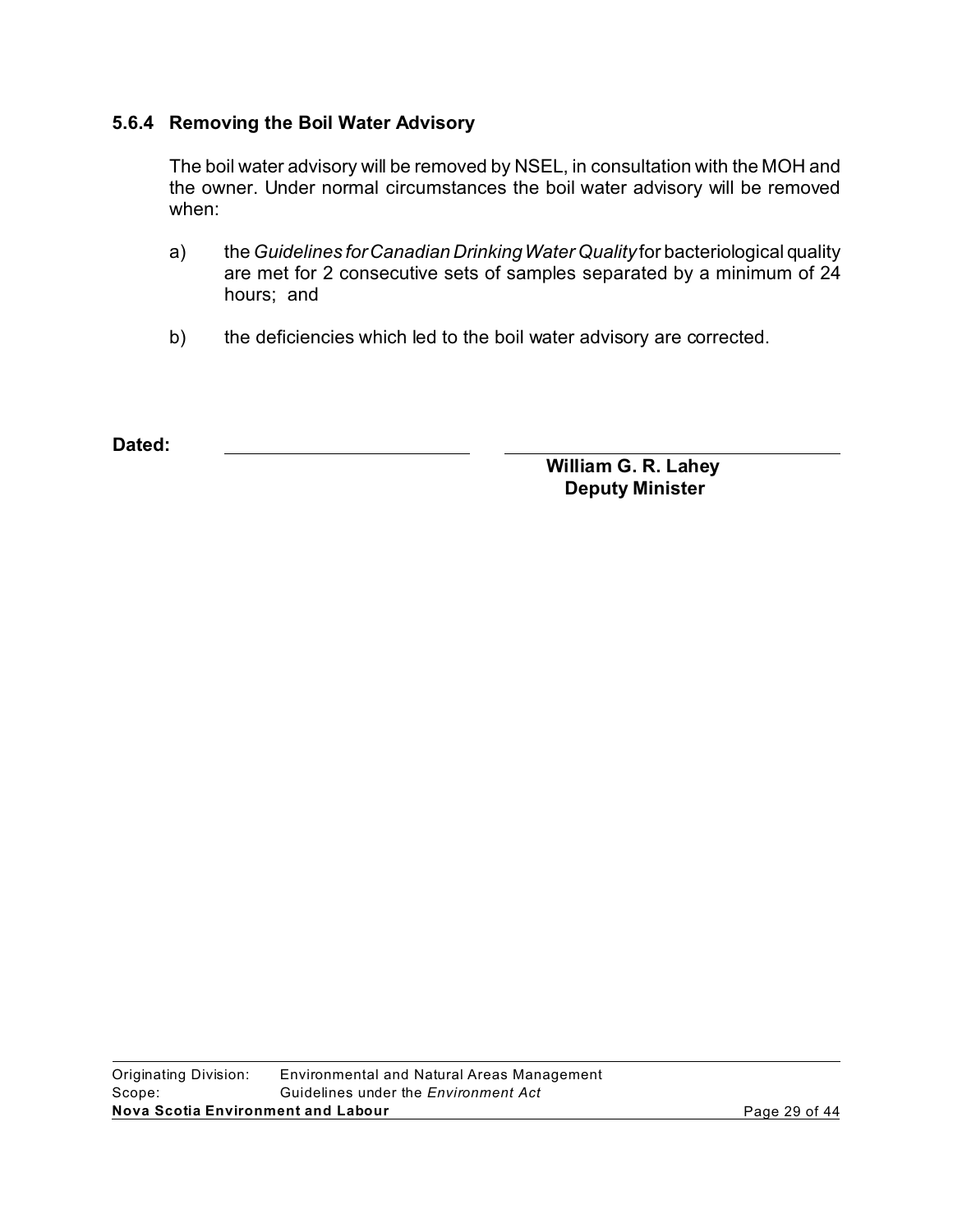### 5.6.4 Removing the Boil Water Advisory

The boil water advisory will be removed by NSEL, in consultation with the MOH and the owner. Under normal circumstances the boil water advisory will be removed when:

a) the *Guidelines for Canadian Drinking Water Quality* for bacteriological quality are met for 2 consecutive sets of samples separated by a minimum of 24 hours; and

b) the deficiencies which led to the boil water advisory are corrected.

**Dated:** ______________________ ______________________

**William G. R. Lahey**
**Deputy Minister**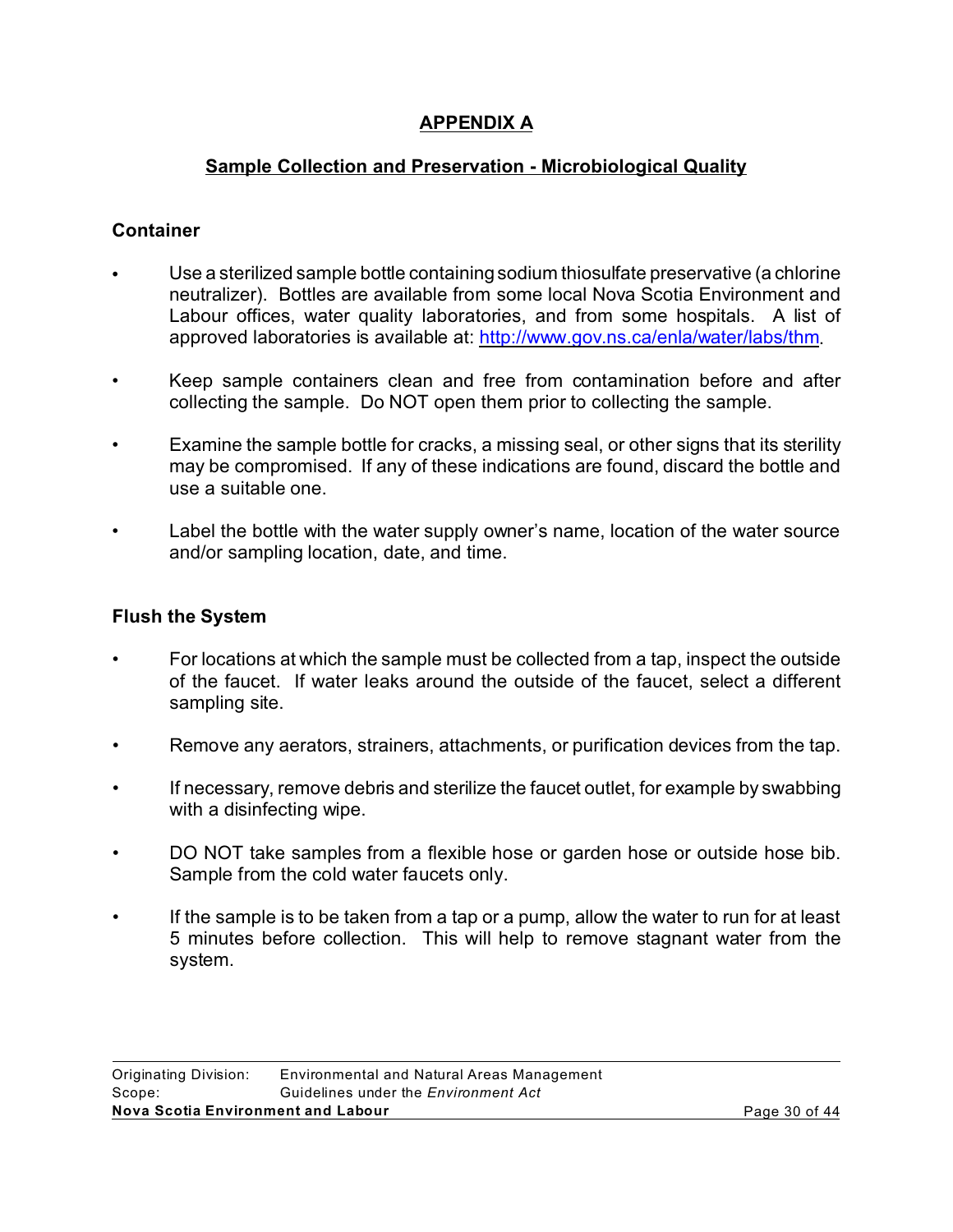# APPENDIX A

## Sample Collection and Preservation - Microbiological Quality

### Container

- Use a sterilized sample bottle containing sodium thiosulfate preservative (a chlorine neutralizer). Bottles are available from some local Nova Scotia Environment and Labour offices, water quality laboratories, and from some hospitals. A list of approved laboratories is available at: [http://www.gov.ns.ca/enla/water/labs/thm](http://www.gov.ns.ca/enla/water/labs/thm).

- Keep sample containers clean and free from contamination before and after collecting the sample. Do NOT open them prior to collecting the sample.

- Examine the sample bottle for cracks, a missing seal, or other signs that its sterility may be compromised. If any of these indications are found, discard the bottle and use a suitable one.

- Label the bottle with the water supply owner's name, location of the water source and/or sampling location, date, and time.

### Flush the System

- For locations at which the sample must be collected from a tap, inspect the outside of the faucet. If water leaks around the outside of the faucet, select a different sampling site.

- Remove any aerators, strainers, attachments, or purification devices from the tap.

- If necessary, remove debris and sterilize the faucet outlet, for example by swabbing with a disinfecting wipe.

- DO NOT take samples from a flexible hose or garden hose or outside hose bib. Sample from the cold water faucets only.

- If the sample is to be taken from a tap or a pump, allow the water to run for at least 5 minutes before collection. This will help to remove stagnant water from the system.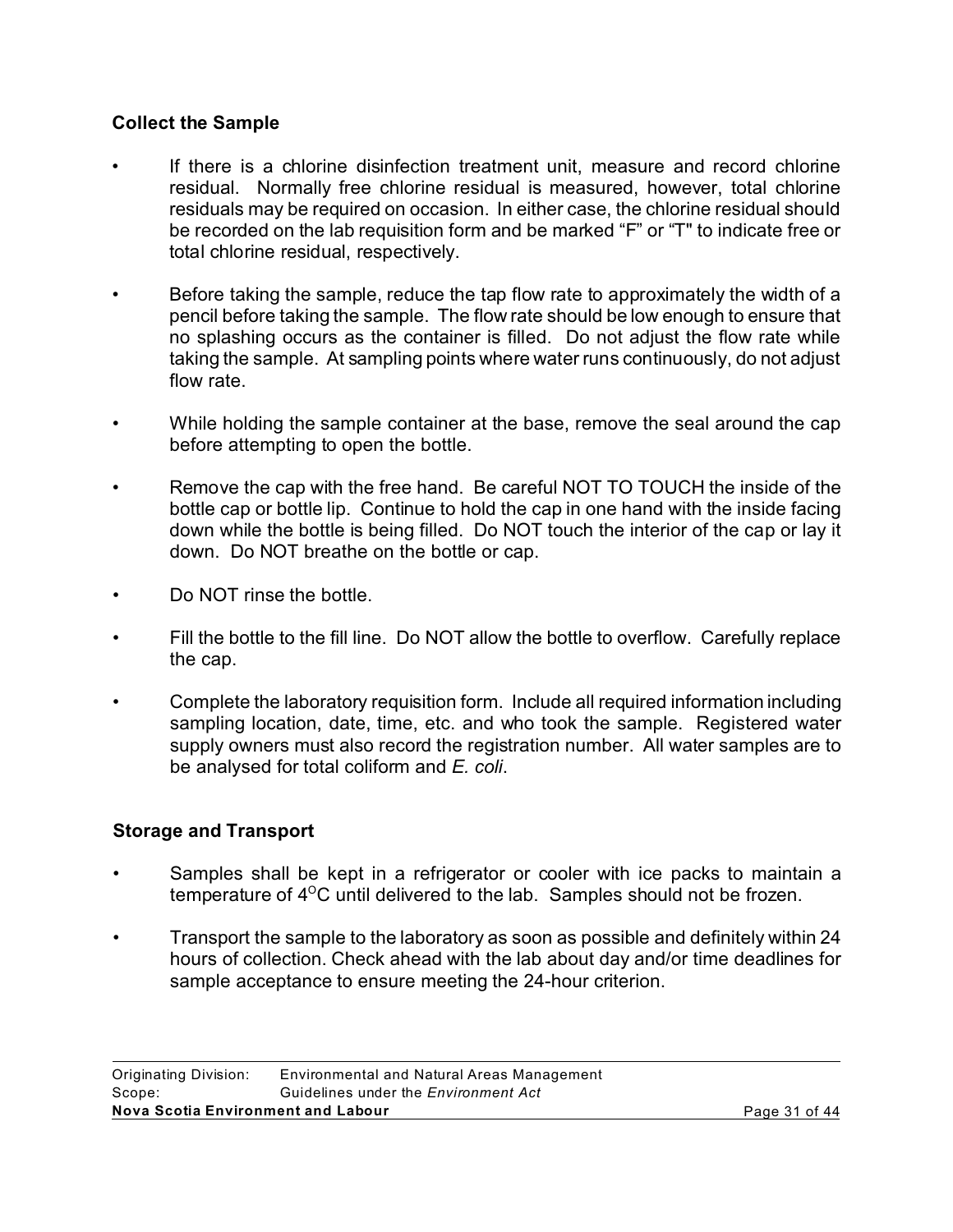### Collect the Sample

- If there is a chlorine disinfection treatment unit, measure and record chlorine residual. Normally free chlorine residual is measured, however, total chlorine residuals may be required on occasion. In either case, the chlorine residual should be recorded on the lab requisition form and be marked "F" or "T" to indicate free or total chlorine residual, respectively.
- Before taking the sample, reduce the tap flow rate to approximately the width of a pencil before taking the sample. The flow rate should be low enough to ensure that no splashing occurs as the container is filled. Do not adjust the flow rate while taking the sample. At sampling points where water runs continuously, do not adjust flow rate.
- While holding the sample container at the base, remove the seal around the cap before attempting to open the bottle.
- Remove the cap with the free hand. Be careful NOT TO TOUCH the inside of the bottle cap or bottle lip. Continue to hold the cap in one hand with the inside facing down while the bottle is being filled. Do NOT touch the interior of the cap or lay it down. Do NOT breathe on the bottle or cap.
- Do NOT rinse the bottle.
- Fill the bottle to the fill line. Do NOT allow the bottle to overflow. Carefully replace the cap.
- Complete the laboratory requisition form. Include all required information including sampling location, date, time, etc. and who took the sample. Registered water supply owners must also record the registration number. All water samples are to be analysed for total coliform and *E. coli*.

### Storage and Transport

- Samples shall be kept in a refrigerator or cooler with ice packs to maintain a temperature of $4^{O}C$ until delivered to the lab. Samples should not be frozen.
- Transport the sample to the laboratory as soon as possible and definitely within 24 hours of collection. Check ahead with the lab about day and/or time deadlines for sample acceptance to ensure meeting the 24-hour criterion.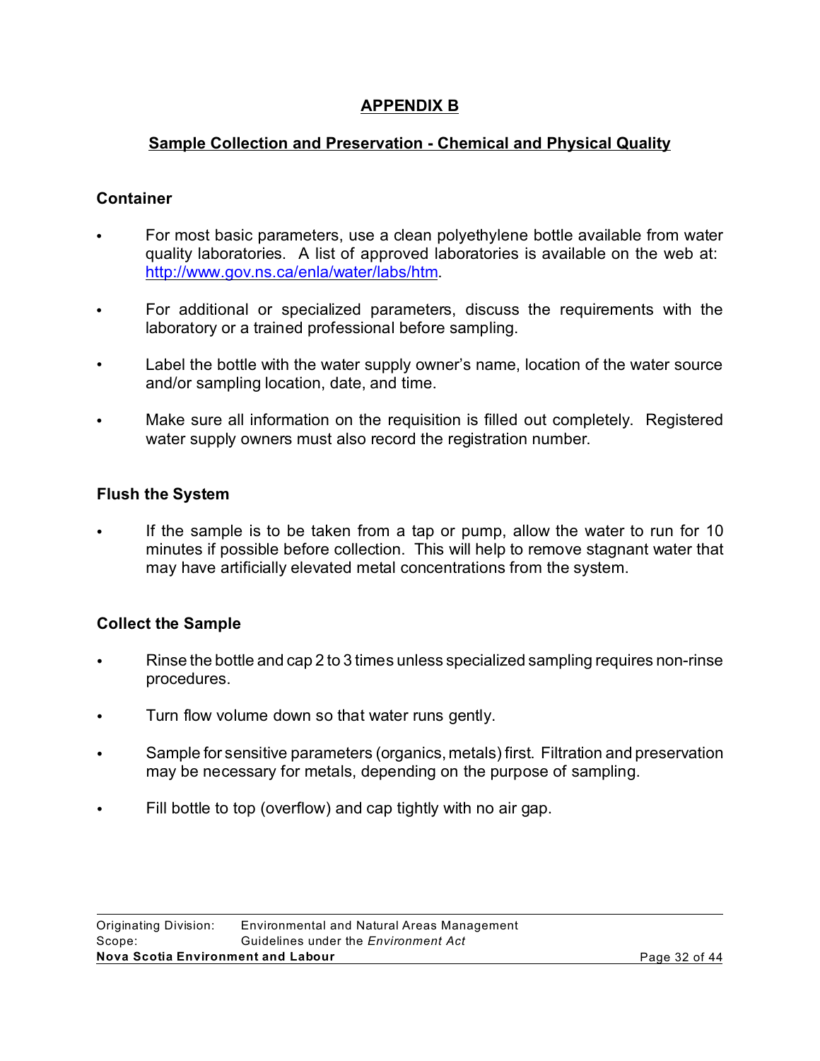# APPENDIX B

## Sample Collection and Preservation - Chemical and Physical Quality

### Container

- For most basic parameters, use a clean polyethylene bottle available from water quality laboratories. A list of approved laboratories is available on the web at: http://www.gov.ns.ca/enla/water/labs/htm.
- For additional or specialized parameters, discuss the requirements with the laboratory or a trained professional before sampling.
- Label the bottle with the water supply owner's name, location of the water source and/or sampling location, date, and time.
- Make sure all information on the requisition is filled out completely. Registered water supply owners must also record the registration number.

### Flush the System

- If the sample is to be taken from a tap or pump, allow the water to run for 10 minutes if possible before collection. This will help to remove stagnant water that may have artificially elevated metal concentrations from the system.

### Collect the Sample

- Rinse the bottle and cap 2 to 3 times unless specialized sampling requires non-rinse procedures.
- Turn flow volume down so that water runs gently.
- Sample for sensitive parameters (organics, metals) first. Filtration and preservation may be necessary for metals, depending on the purpose of sampling.
- Fill bottle to top (overflow) and cap tightly with no air gap.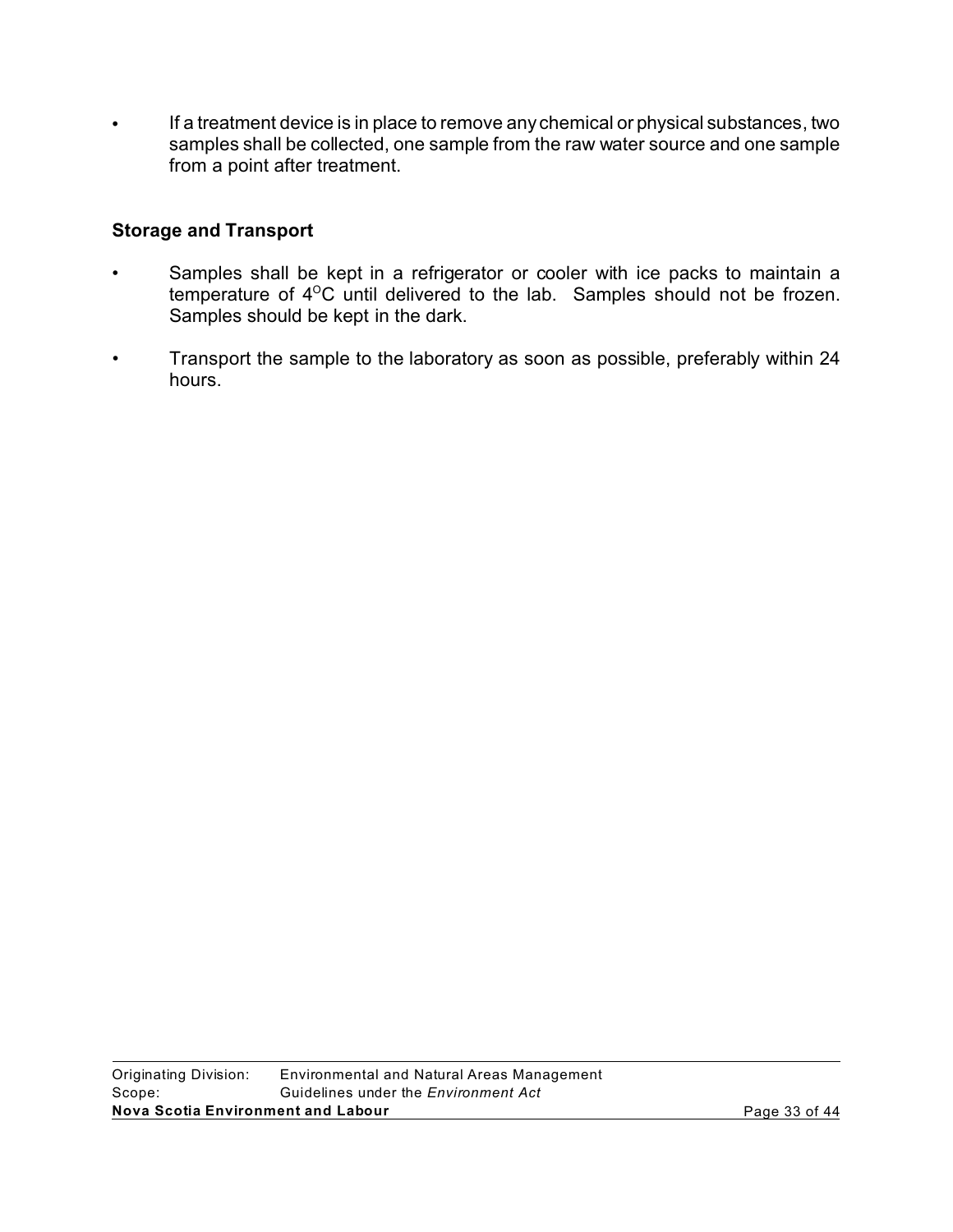- If a treatment device is in place to remove any chemical or physical substances, two samples shall be collected, one sample from the raw water source and one sample from a point after treatment.

**Storage and Transport**

- Samples shall be kept in a refrigerator or cooler with ice packs to maintain a temperature of $4^{O}C$ until delivered to the lab. Samples should not be frozen. Samples should be kept in the dark.
- Transport the sample to the laboratory as soon as possible, preferably within 24 hours.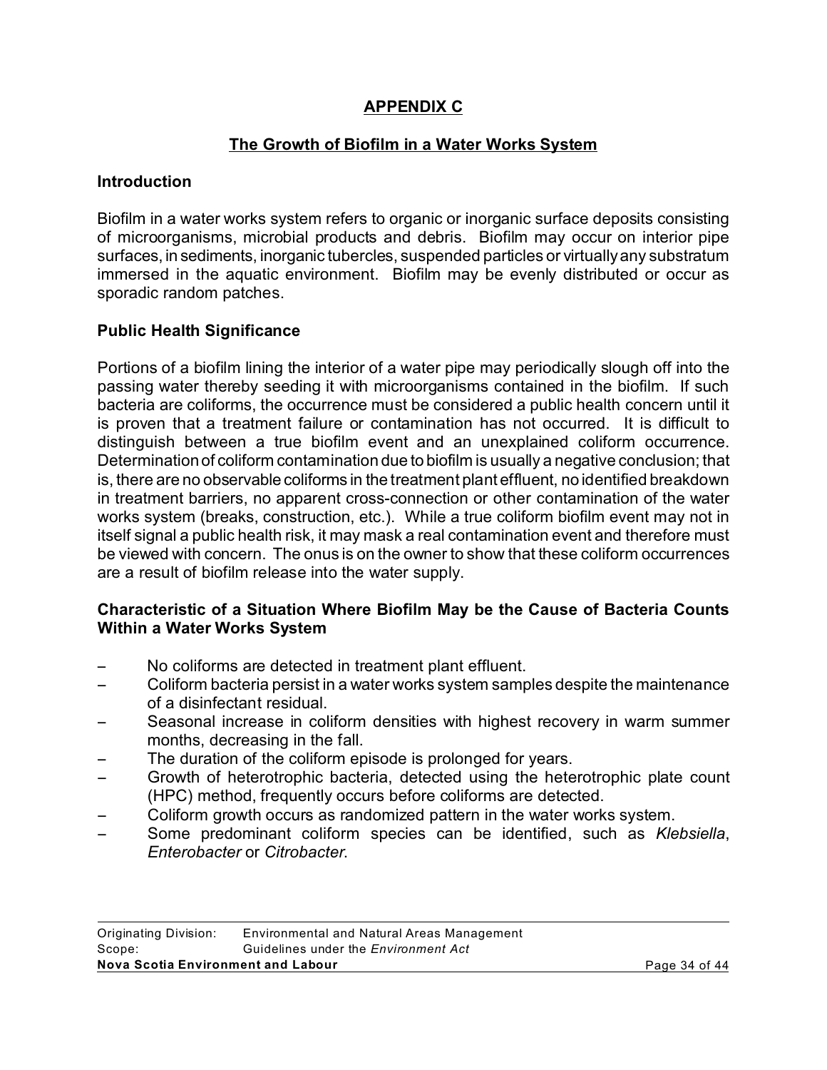# APPENDIX C

## The Growth of Biofilm in a Water Works System

### Introduction

Biofilm in a water works system refers to organic or inorganic surface deposits consisting of microorganisms, microbial products and debris. Biofilm may occur on interior pipe surfaces, in sediments, inorganic tubercles, suspended particles or virtually any substratum immersed in the aquatic environment. Biofilm may be evenly distributed or occur as sporadic random patches.

### Public Health Significance

Portions of a biofilm lining the interior of a water pipe may periodically slough off into the passing water thereby seeding it with microorganisms contained in the biofilm. If such bacteria are coliforms, the occurrence must be considered a public health concern until it is proven that a treatment failure or contamination has not occurred. It is difficult to distinguish between a true biofilm event and an unexplained coliform occurrence. Determination of coliform contamination due to biofilm is usually a negative conclusion; that is, there are no observable coliforms in the treatment plant effluent, no identified breakdown in treatment barriers, no apparent cross-connection or other contamination of the water works system (breaks, construction, etc.). While a true coliform biofilm event may not in itself signal a public health risk, it may mask a real contamination event and therefore must be viewed with concern. The onus is on the owner to show that these coliform occurrences are a result of biofilm release into the water supply.

### Characteristic of a Situation Where Biofilm May be the Cause of Bacteria Counts Within a Water Works System

- No coliforms are detected in treatment plant effluent.
- Coliform bacteria persist in a water works system samples despite the maintenance of a disinfectant residual.
- Seasonal increase in coliform densities with highest recovery in warm summer months, decreasing in the fall.
- The duration of the coliform episode is prolonged for years.
- Growth of heterotrophic bacteria, detected using the heterotrophic plate count (HPC) method, frequently occurs before coliforms are detected.
- Coliform growth occurs as randomized pattern in the water works system.
- Some predominant coliform species can be identified, such as *Klebsiella*, *Enterobacter* or *Citrobacter*.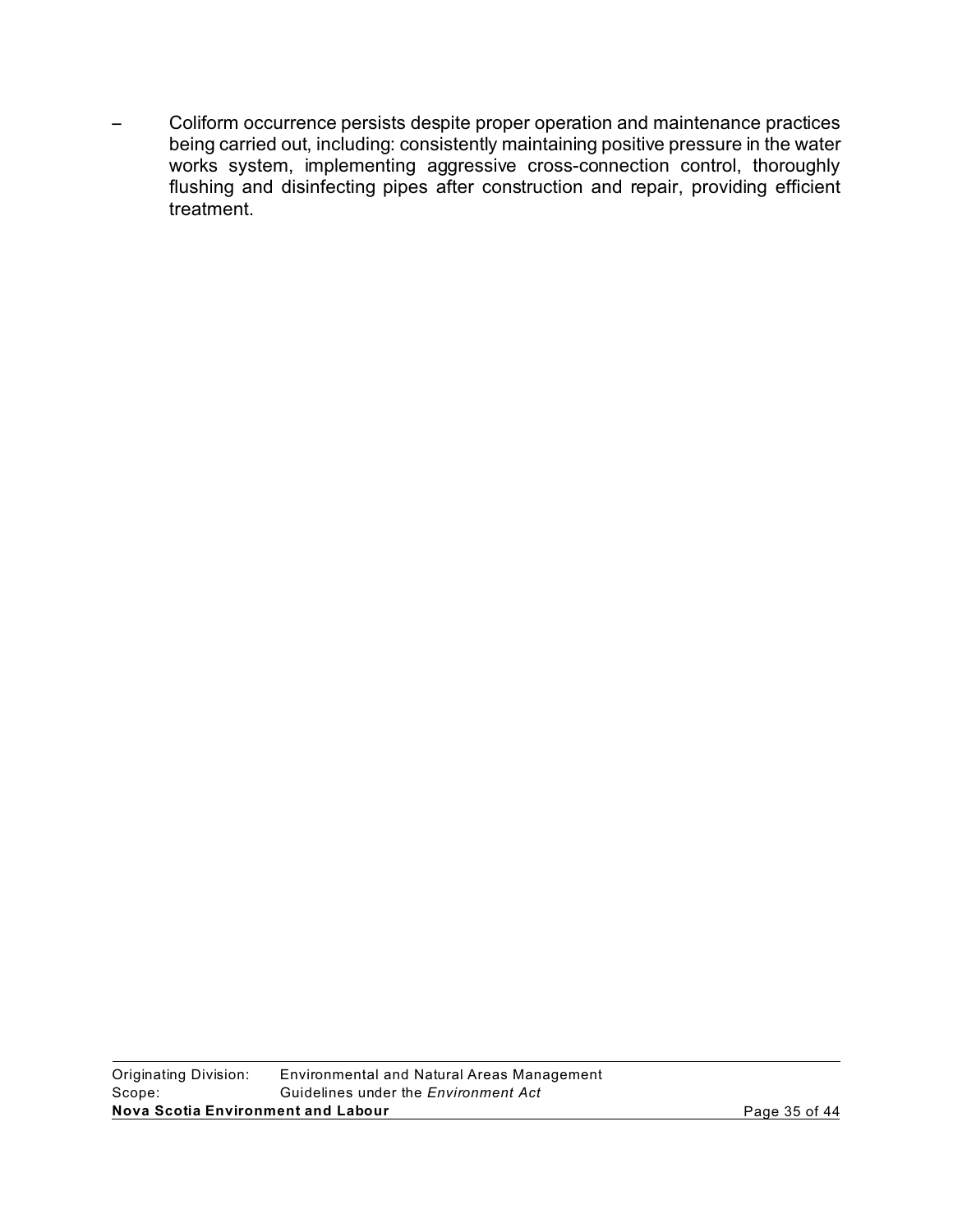- Coliform occurrence persists despite proper operation and maintenance practices being carried out, including: consistently maintaining positive pressure in the water works system, implementing aggressive cross-connection control, thoroughly flushing and disinfecting pipes after construction and repair, providing efficient treatment.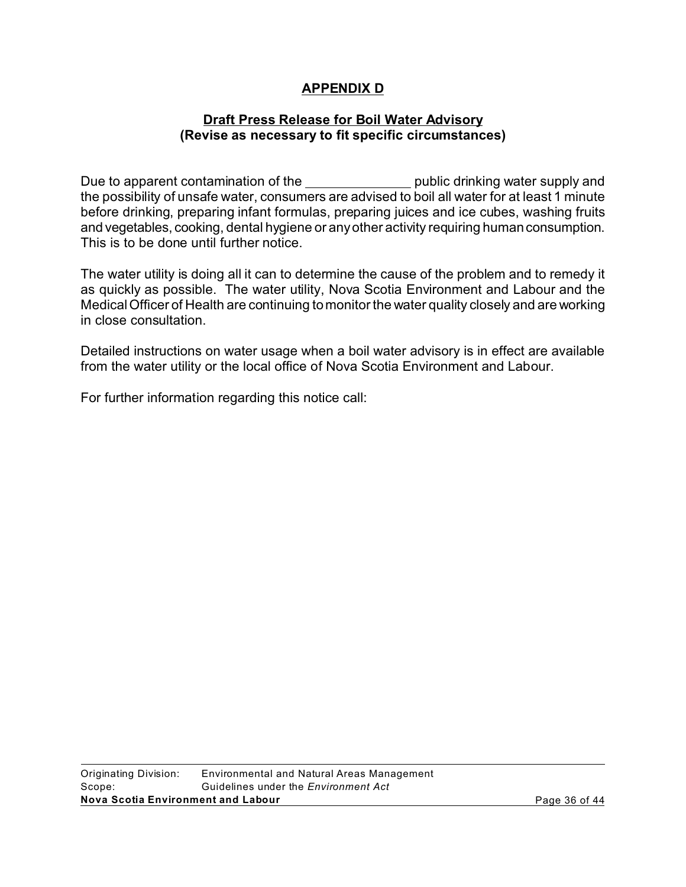## APPENDIX D

### Draft Press Release for Boil Water Advisory
**(Revise as necessary to fit specific circumstances)**

Due to apparent contamination of the ______________ public drinking water supply and the possibility of unsafe water, consumers are advised to boil all water for at least 1 minute before drinking, preparing infant formulas, preparing juices and ice cubes, washing fruits and vegetables, cooking, dental hygiene or any other activity requiring human consumption. This is to be done until further notice.

The water utility is doing all it can to determine the cause of the problem and to remedy it as quickly as possible. The water utility, Nova Scotia Environment and Labour and the Medical Officer of Health are continuing to monitor the water quality closely and are working in close consultation.

Detailed instructions on water usage when a boil water advisory is in effect are available from the water utility or the local office of Nova Scotia Environment and Labour.

For further information regarding this notice call: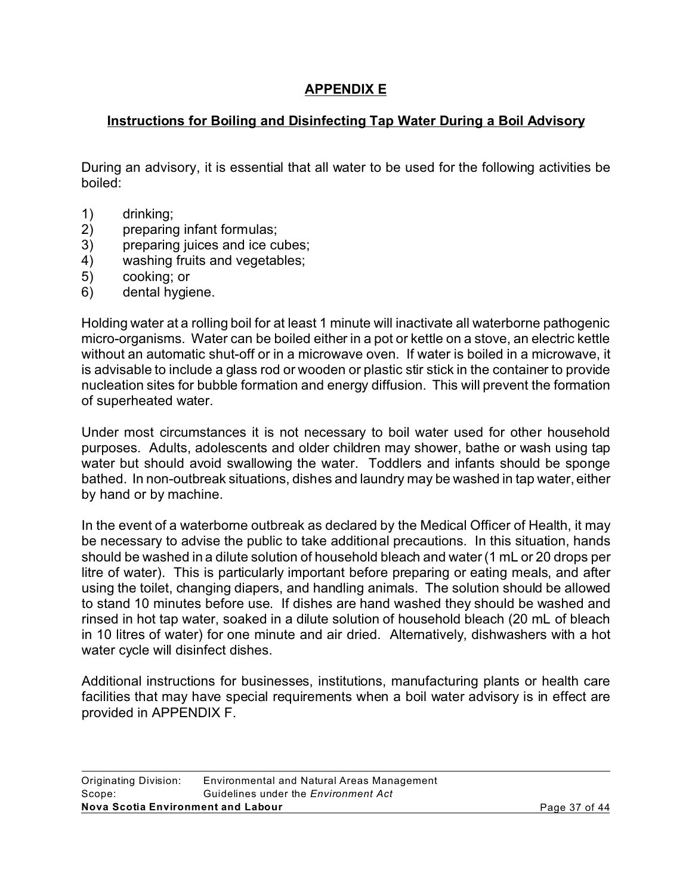# APPENDIX E

## Instructions for Boiling and Disinfecting Tap Water During a Boil Advisory

During an advisory, it is essential that all water to be used for the following activities be boiled:

1) drinking;
2) preparing infant formulas;
3) preparing juices and ice cubes;
4) washing fruits and vegetables;
5) cooking; or
6) dental hygiene.

Holding water at a rolling boil for at least 1 minute will inactivate all waterborne pathogenic micro-organisms. Water can be boiled either in a pot or kettle on a stove, an electric kettle without an automatic shut-off or in a microwave oven. If water is boiled in a microwave, it is advisable to include a glass rod or wooden or plastic stir stick in the container to provide nucleation sites for bubble formation and energy diffusion. This will prevent the formation of superheated water.

Under most circumstances it is not necessary to boil water used for other household purposes. Adults, adolescents and older children may shower, bathe or wash using tap water but should avoid swallowing the water. Toddlers and infants should be sponge bathed. In non-outbreak situations, dishes and laundry may be washed in tap water, either by hand or by machine.

In the event of a waterborne outbreak as declared by the Medical Officer of Health, it may be necessary to advise the public to take additional precautions. In this situation, hands should be washed in a dilute solution of household bleach and water (1 mL or 20 drops per litre of water). This is particularly important before preparing or eating meals, and after using the toilet, changing diapers, and handling animals. The solution should be allowed to stand 10 minutes before use. If dishes are hand washed they should be washed and rinsed in hot tap water, soaked in a dilute solution of household bleach (20 mL of bleach in 10 litres of water) for one minute and air dried. Alternatively, dishwashers with a hot water cycle will disinfect dishes.

Additional instructions for businesses, institutions, manufacturing plants or health care facilities that may have special requirements when a boil water advisory is in effect are provided in APPENDIX F.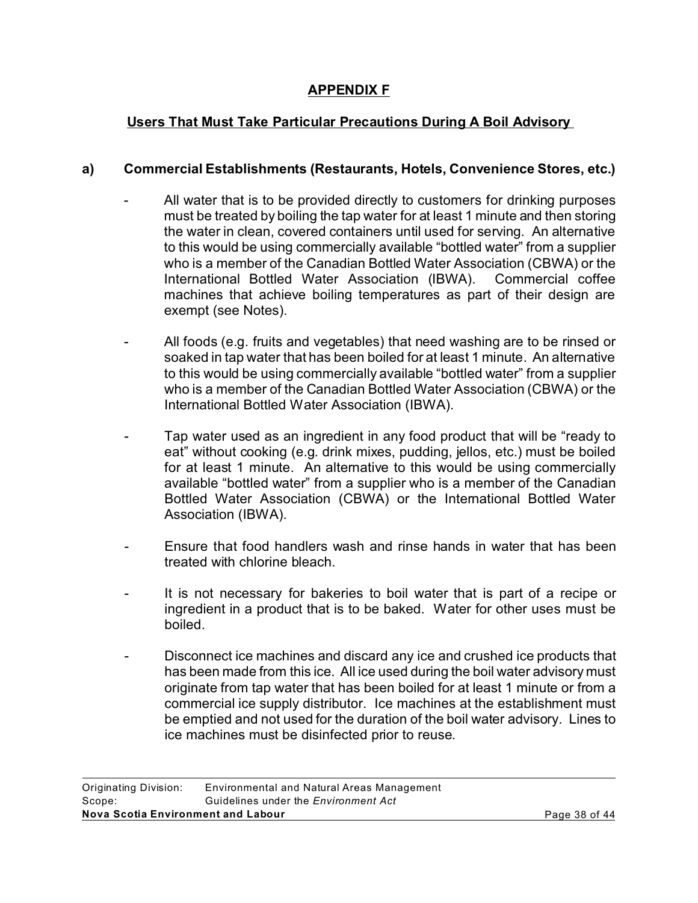## APPENDIX F

### Users That Must Take Particular Precautions During A Boil Advisory

**a) Commercial Establishments (Restaurants, Hotels, Convenience Stores, etc.)**

- All water that is to be provided directly to customers for drinking purposes must be treated by boiling the tap water for at least 1 minute and then storing the water in clean, covered containers until used for serving. An alternative to this would be using commercially available "bottled water" from a supplier who is a member of the Canadian Bottled Water Association (CBWA) or the International Bottled Water Association (IBWA). Commercial coffee machines that achieve boiling temperatures as part of their design are exempt (see Notes).

- All foods (e.g. fruits and vegetables) that need washing are to be rinsed or soaked in tap water that has been boiled for at least 1 minute. An alternative to this would be using commercially available "bottled water" from a supplier who is a member of the Canadian Bottled Water Association (CBWA) or the International Bottled Water Association (IBWA).

- Tap water used as an ingredient in any food product that will be "ready to eat" without cooking (e.g. drink mixes, pudding, jellos, etc.) must be boiled for at least 1 minute. An alternative to this would be using commercially available "bottled water" from a supplier who is a member of the Canadian Bottled Water Association (CBWA) or the International Bottled Water Association (IBWA).

- Ensure that food handlers wash and rinse hands in water that has been treated with chlorine bleach.

- It is not necessary for bakeries to boil water that is part of a recipe or ingredient in a product that is to be baked. Water for other uses must be boiled.

- Disconnect ice machines and discard any ice and crushed ice products that has been made from this ice. All ice used during the boil water advisory must originate from tap water that has been boiled for at least 1 minute or from a commercial ice supply distributor. Ice machines at the establishment must be emptied and not used for the duration of the boil water advisory. Lines to ice machines must be disinfected prior to reuse.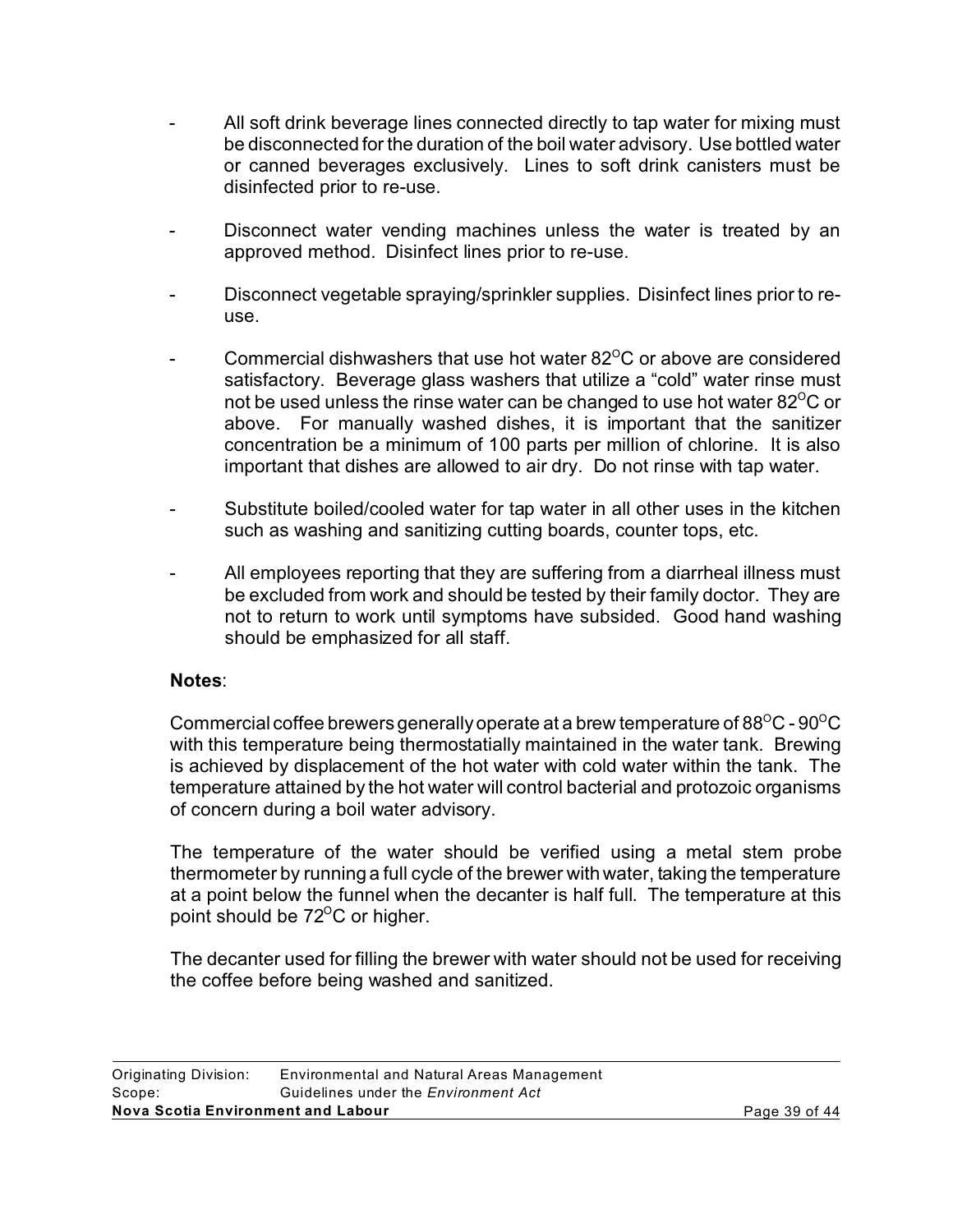- All soft drink beverage lines connected directly to tap water for mixing must be disconnected for the duration of the boil water advisory. Use bottled water or canned beverages exclusively. Lines to soft drink canisters must be disinfected prior to re-use.

- Disconnect water vending machines unless the water is treated by an approved method. Disinfect lines prior to re-use.

- Disconnect vegetable spraying/sprinkler supplies. Disinfect lines prior to re-use.

- Commercial dishwashers that use hot water 82$^{O}$C or above are considered satisfactory. Beverage glass washers that utilize a "cold" water rinse must not be used unless the rinse water can be changed to use hot water 82$^{O}$C or above. For manually washed dishes, it is important that the sanitizer concentration be a minimum of 100 parts per million of chlorine. It is also important that dishes are allowed to air dry. Do not rinse with tap water.

- Substitute boiled/cooled water for tap water in all other uses in the kitchen such as washing and sanitizing cutting boards, counter tops, etc.

- All employees reporting that they are suffering from a diarrheal illness must be excluded from work and should be tested by their family doctor. They are not to return to work until symptoms have subsided. Good hand washing should be emphasized for all staff.

**Notes**:

Commercial coffee brewers generally operate at a brew temperature of 88$^{O}$C - 90$^{O}$C with this temperature being thermostatially maintained in the water tank. Brewing is achieved by displacement of the hot water with cold water within the tank. The temperature attained by the hot water will control bacterial and protozoic organisms of concern during a boil water advisory.

The temperature of the water should be verified using a metal stem probe thermometer by running a full cycle of the brewer with water, taking the temperature at a point below the funnel when the decanter is half full. The temperature at this point should be 72$^{O}$C or higher.

The decanter used for filling the brewer with water should not be used for receiving the coffee before being washed and sanitized.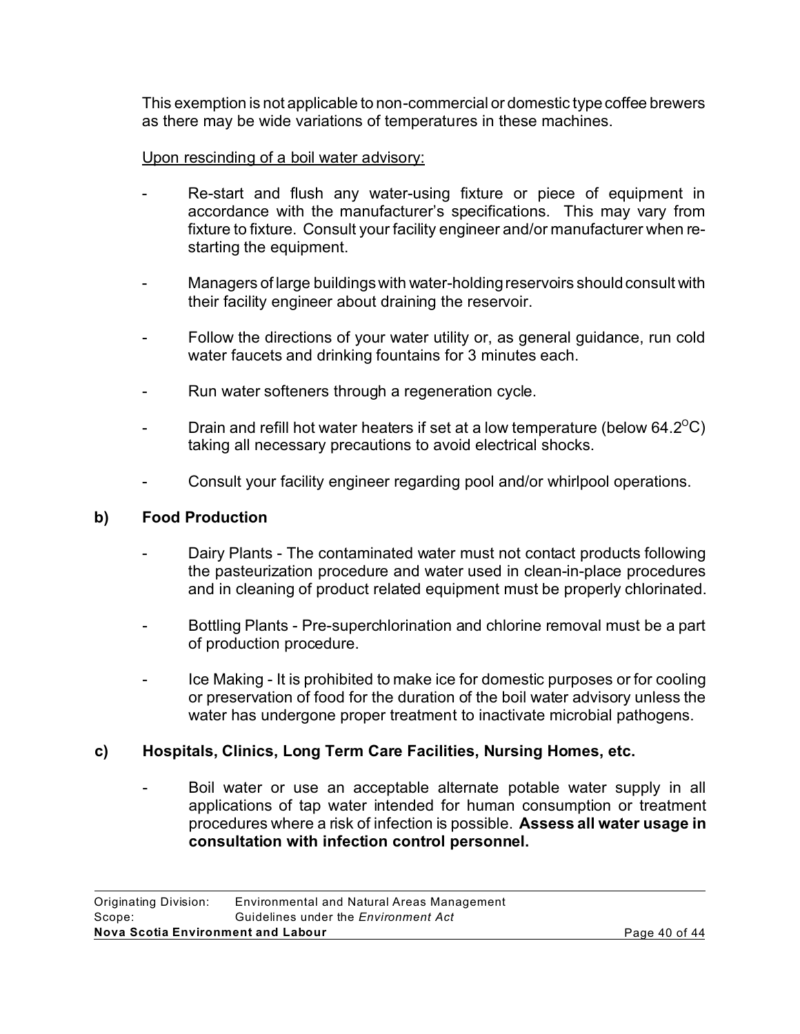This exemption is not applicable to non-commercial or domestic type coffee brewers as there may be wide variations of temperatures in these machines.

Upon rescinding of a boil water advisory:

- Re-start and flush any water-using fixture or piece of equipment in accordance with the manufacturer's specifications. This may vary from fixture to fixture. Consult your facility engineer and/or manufacturer when re-starting the equipment.
- Managers of large buildings with water-holding reservoirs should consult with their facility engineer about draining the reservoir.
- Follow the directions of your water utility or, as general guidance, run cold water faucets and drinking fountains for 3 minutes each.
- Run water softeners through a regeneration cycle.
- Drain and refill hot water heaters if set at a low temperature (below 64.2$^{O}$C) taking all necessary precautions to avoid electrical shocks.
- Consult your facility engineer regarding pool and/or whirlpool operations.

**b) Food Production**

- Dairy Plants - The contaminated water must not contact products following the pasteurization procedure and water used in clean-in-place procedures and in cleaning of product related equipment must be properly chlorinated.
- Bottling Plants - Pre-superchlorination and chlorine removal must be a part of production procedure.
- Ice Making - It is prohibited to make ice for domestic purposes or for cooling or preservation of food for the duration of the boil water advisory unless the water has undergone proper treatment to inactivate microbial pathogens.

**c) Hospitals, Clinics, Long Term Care Facilities, Nursing Homes, etc.**

- Boil water or use an acceptable alternate potable water supply in all applications of tap water intended for human consumption or treatment procedures where a risk of infection is possible. **Assess all water usage in consultation with infection control personnel.**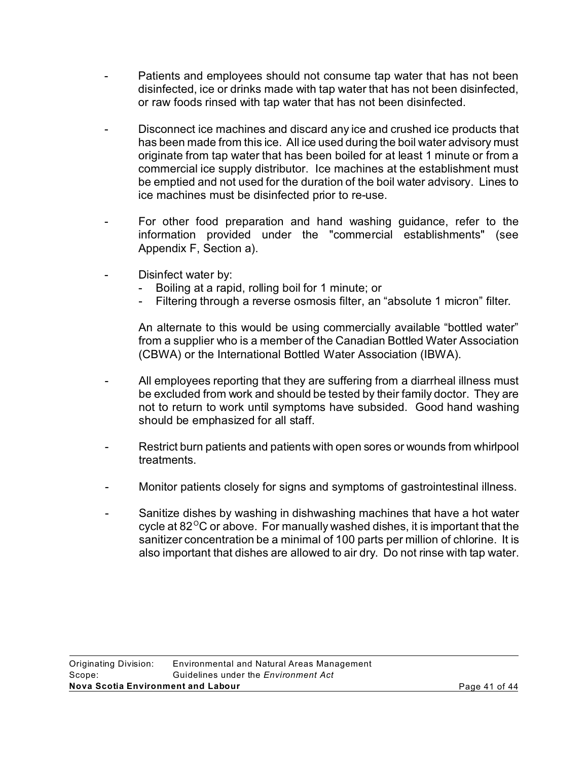- Patients and employees should not consume tap water that has not been disinfected, ice or drinks made with tap water that has not been disinfected, or raw foods rinsed with tap water that has not been disinfected.

- Disconnect ice machines and discard any ice and crushed ice products that has been made from this ice. All ice used during the boil water advisory must originate from tap water that has been boiled for at least 1 minute or from a commercial ice supply distributor. Ice machines at the establishment must be emptied and not used for the duration of the boil water advisory. Lines to ice machines must be disinfected prior to re-use.

- For other food preparation and hand washing guidance, refer to the information provided under the "commercial establishments" (see Appendix F, Section a).

- Disinfect water by:
  - Boiling at a rapid, rolling boil for 1 minute; or
  - Filtering through a reverse osmosis filter, an "absolute 1 micron" filter.

  An alternate to this would be using commercially available "bottled water" from a supplier who is a member of the Canadian Bottled Water Association (CBWA) or the International Bottled Water Association (IBWA).

- All employees reporting that they are suffering from a diarrheal illness must be excluded from work and should be tested by their family doctor. They are not to return to work until symptoms have subsided. Good hand washing should be emphasized for all staff.

- Restrict burn patients and patients with open sores or wounds from whirlpool treatments.

- Monitor patients closely for signs and symptoms of gastrointestinal illness.

- Sanitize dishes by washing in dishwashing machines that have a hot water cycle at 82$^{O}$C or above. For manually washed dishes, it is important that the sanitizer concentration be a minimal of 100 parts per million of chlorine. It is also important that dishes are allowed to air dry. Do not rinse with tap water.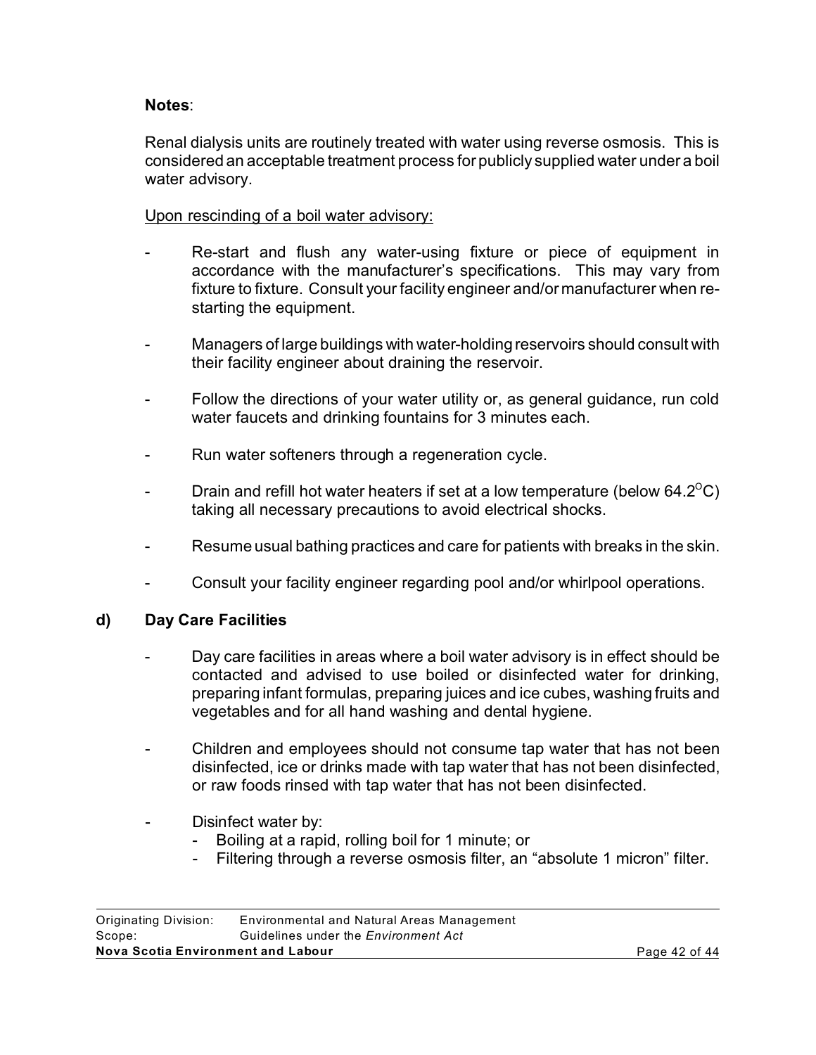**Notes**:

Renal dialysis units are routinely treated with water using reverse osmosis. This is considered an acceptable treatment process for publicly supplied water under a boil water advisory.

Upon rescinding of a boil water advisory:

- Re-start and flush any water-using fixture or piece of equipment in accordance with the manufacturer's specifications. This may vary from fixture to fixture. Consult your facility engineer and/or manufacturer when re-starting the equipment.
- Managers of large buildings with water-holding reservoirs should consult with their facility engineer about draining the reservoir.
- Follow the directions of your water utility or, as general guidance, run cold water faucets and drinking fountains for 3 minutes each.
- Run water softeners through a regeneration cycle.
- Drain and refill hot water heaters if set at a low temperature (below 64.2$^{O}$C) taking all necessary precautions to avoid electrical shocks.
- Resume usual bathing practices and care for patients with breaks in the skin.
- Consult your facility engineer regarding pool and/or whirlpool operations.

### d) Day Care Facilities

- Day care facilities in areas where a boil water advisory is in effect should be contacted and advised to use boiled or disinfected water for drinking, preparing infant formulas, preparing juices and ice cubes, washing fruits and vegetables and for all hand washing and dental hygiene.
- Children and employees should not consume tap water that has not been disinfected, ice or drinks made with tap water that has not been disinfected, or raw foods rinsed with tap water that has not been disinfected.
- Disinfect water by:
  - Boiling at a rapid, rolling boil for 1 minute; or
  - Filtering through a reverse osmosis filter, an "absolute 1 micron" filter.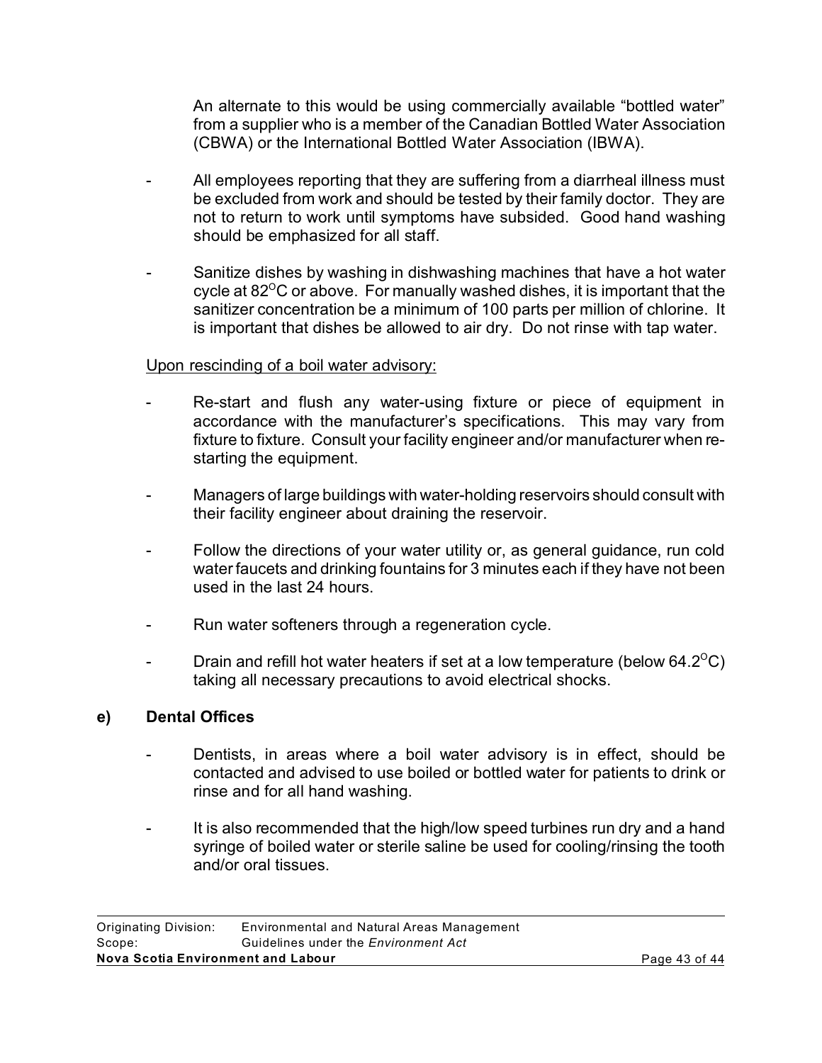An alternate to this would be using commercially available "bottled water" from a supplier who is a member of the Canadian Bottled Water Association (CBWA) or the International Bottled Water Association (IBWA).

- All employees reporting that they are suffering from a diarrheal illness must be excluded from work and should be tested by their family doctor. They are not to return to work until symptoms have subsided. Good hand washing should be emphasized for all staff.

- Sanitize dishes by washing in dishwashing machines that have a hot water cycle at 82$^{O}$C or above. For manually washed dishes, it is important that the sanitizer concentration be a minimum of 100 parts per million of chlorine. It is important that dishes be allowed to air dry. Do not rinse with tap water.

Upon rescinding of a boil water advisory:

- Re-start and flush any water-using fixture or piece of equipment in accordance with the manufacturer's specifications. This may vary from fixture to fixture. Consult your facility engineer and/or manufacturer when re-starting the equipment.

- Managers of large buildings with water-holding reservoirs should consult with their facility engineer about draining the reservoir.

- Follow the directions of your water utility or, as general guidance, run cold water faucets and drinking fountains for 3 minutes each if they have not been used in the last 24 hours.

- Run water softeners through a regeneration cycle.

- Drain and refill hot water heaters if set at a low temperature (below 64.2$^{O}$C) taking all necessary precautions to avoid electrical shocks.

### e) Dental Offices

- Dentists, in areas where a boil water advisory is in effect, should be contacted and advised to use boiled or bottled water for patients to drink or rinse and for all hand washing.

- It is also recommended that the high/low speed turbines run dry and a hand syringe of boiled water or sterile saline be used for cooling/rinsing the tooth and/or oral tissues.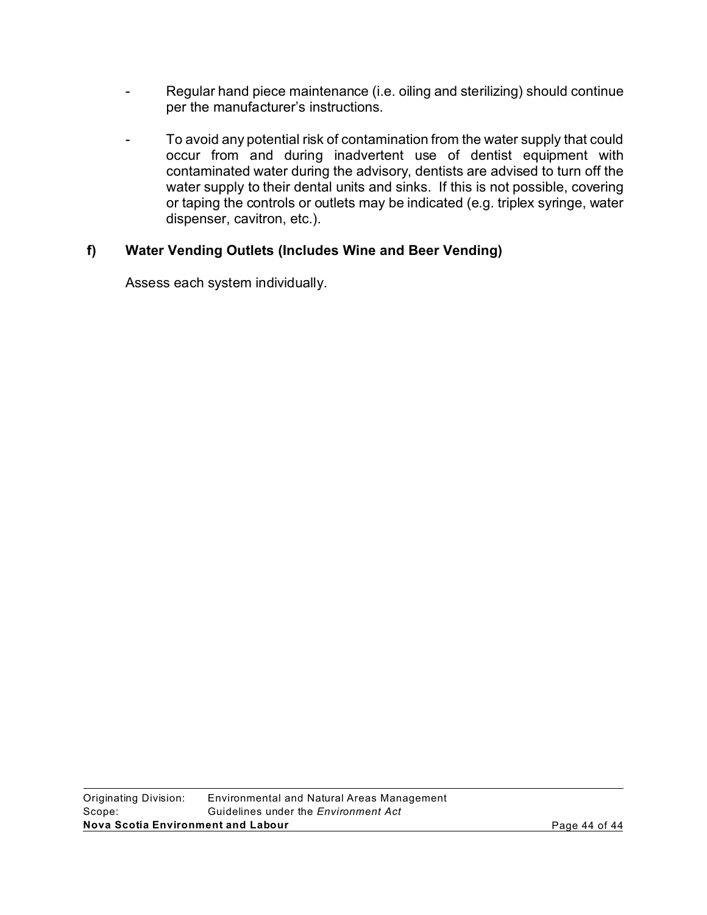- Regular hand piece maintenance (i.e. oiling and sterilizing) should continue per the manufacturer's instructions.

- To avoid any potential risk of contamination from the water supply that could occur from and during inadvertent use of dentist equipment with contaminated water during the advisory, dentists are advised to turn off the water supply to their dental units and sinks. If this is not possible, covering or taping the controls or outlets may be indicated (e.g. triplex syringe, water dispenser, cavitron, etc.).

**f) Water Vending Outlets (Includes Wine and Beer Vending)**

Assess each system individually.